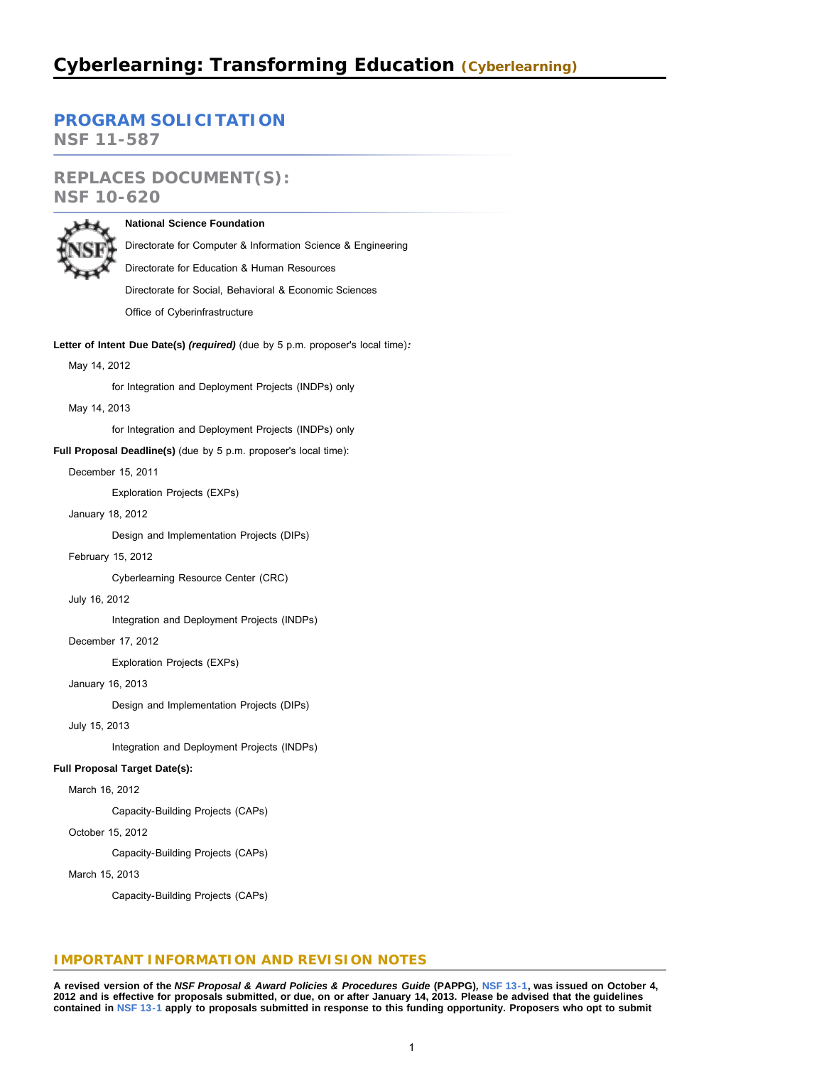# Cyberlearning: Transforming Education (Cyberlearning)

## PROGRAM SOLICITATION
**NSF 11-587**

## REPLACES DOCUMENT(S):
**NSF 10-620**

**National Science Foundation**

Directorate for Computer & Information Science & Engineering

Directorate for Education & Human Resources

Directorate for Social, Behavioral & Economic Sciences

Office of Cyberinfrastructure

**Letter of Intent Due Date(s)** ***(required)*** (due by 5 p.m. proposer's local time)***:***

May 14, 2012

for Integration and Deployment Projects (INDPs) only

May 14, 2013

for Integration and Deployment Projects (INDPs) only

**Full Proposal Deadline(s)** (due by 5 p.m. proposer's local time):

December 15, 2011

Exploration Projects (EXPs)

January 18, 2012

Design and Implementation Projects (DIPs)

February 15, 2012

Cyberlearning Resource Center (CRC)

July 16, 2012

Integration and Deployment Projects (INDPs)

December 17, 2012

Exploration Projects (EXPs)

January 16, 2013

Design and Implementation Projects (DIPs)

July 15, 2013

Integration and Deployment Projects (INDPs)

**Full Proposal Target Date(s):**

March 16, 2012

Capacity-Building Projects (CAPs)

October 15, 2012

Capacity-Building Projects (CAPs)

March 15, 2013

Capacity-Building Projects (CAPs)

## IMPORTANT INFORMATION AND REVISION NOTES

**A revised version of the *NSF Proposal & Award Policies & Procedures Guide* (PAPPG), NSF 13-1, was issued on October 4, 2012 and is effective for proposals submitted, or due, on or after January 14, 2013. Please be advised that the guidelines contained in NSF 13-1 apply to proposals submitted in response to this funding opportunity. Proposers who opt to submit**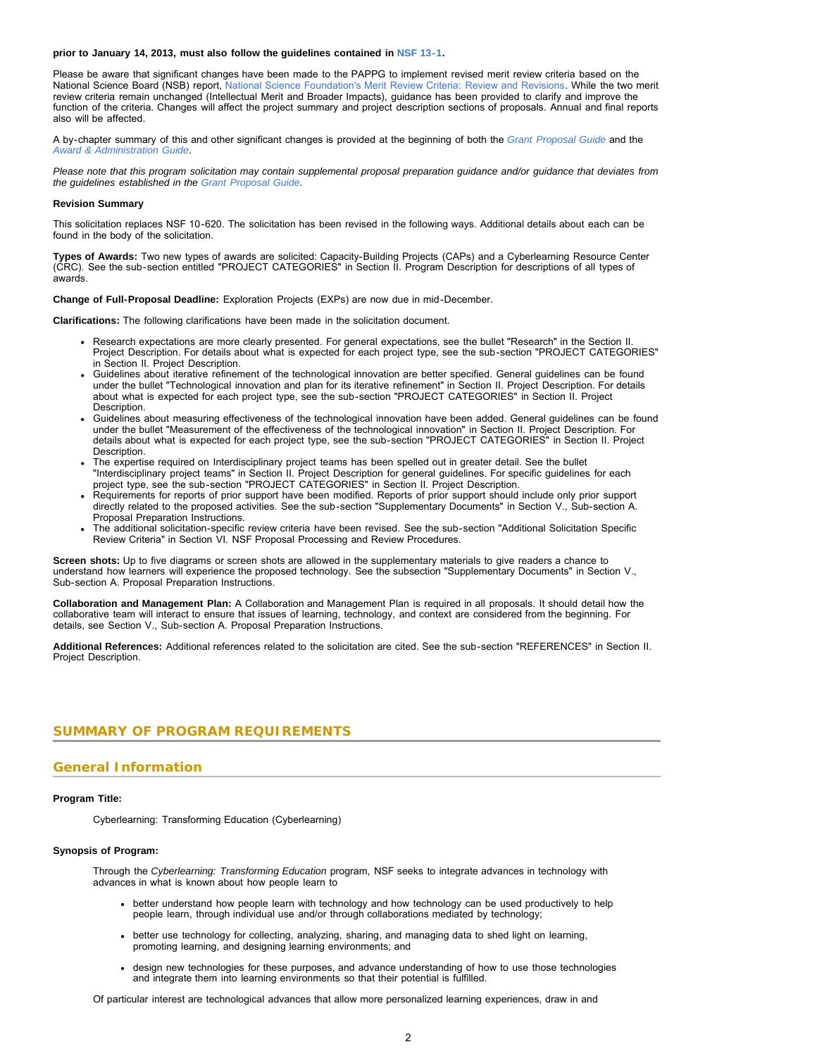**prior to January 14, 2013, must also follow the guidelines contained in NSF 13-1.**

Please be aware that significant changes have been made to the PAPPG to implement revised merit review criteria based on the National Science Board (NSB) report, National Science Foundation's Merit Review Criteria: Review and Revisions. While the two merit review criteria remain unchanged (Intellectual Merit and Broader Impacts), guidance has been provided to clarify and improve the function of the criteria. Changes will affect the project summary and project description sections of proposals. Annual and final reports also will be affected.

A by-chapter summary of this and other significant changes is provided at the beginning of both the *Grant Proposal Guide* and the *Award & Administration Guide*.

*Please note that this program solicitation may contain supplemental proposal preparation guidance and/or guidance that deviates from the guidelines established in the Grant Proposal Guide.*

**Revision Summary**

This solicitation replaces NSF 10-620. The solicitation has been revised in the following ways. Additional details about each can be found in the body of the solicitation.

**Types of Awards:** Two new types of awards are solicited: Capacity-Building Projects (CAPs) and a Cyberlearning Resource Center (CRC). See the sub-section entitled "PROJECT CATEGORIES" in Section II. Program Description for descriptions of all types of awards.

**Change of Full-Proposal Deadline:** Exploration Projects (EXPs) are now due in mid-December.

**Clarifications:** The following clarifications have been made in the solicitation document.

- Research expectations are more clearly presented. For general expectations, see the bullet "Research" in the Section II. Project Description. For details about what is expected for each project type, see the sub-section "PROJECT CATEGORIES" in Section II. Project Description.
- Guidelines about iterative refinement of the technological innovation are better specified. General guidelines can be found under the bullet "Technological innovation and plan for its iterative refinement" in Section II. Project Description. For details about what is expected for each project type, see the sub-section "PROJECT CATEGORIES" in Section II. Project Description.
- Guidelines about measuring effectiveness of the technological innovation have been added. General guidelines can be found under the bullet "Measurement of the effectiveness of the technological innovation" in Section II. Project Description. For details about what is expected for each project type, see the sub-section "PROJECT CATEGORIES" in Section II. Project Description.
- The expertise required on Interdisciplinary project teams has been spelled out in greater detail. See the bullet "Interdisciplinary project teams" in Section II. Project Description for general guidelines. For specific guidelines for each project type, see the sub-section "PROJECT CATEGORIES" in Section II. Project Description.
- Requirements for reports of prior support have been modified. Reports of prior support should include only prior support directly related to the proposed activities. See the sub-section "Supplementary Documents" in Section V., Sub-section A. Proposal Preparation Instructions.
- The additional solicitation-specific review criteria have been revised. See the sub-section "Additional Solicitation Specific Review Criteria" in Section VI. NSF Proposal Processing and Review Procedures.

**Screen shots:** Up to five diagrams or screen shots are allowed in the supplementary materials to give readers a chance to understand how learners will experience the proposed technology. See the subsection "Supplementary Documents" in Section V., Sub-section A. Proposal Preparation Instructions.

**Collaboration and Management Plan:** A Collaboration and Management Plan is required in all proposals. It should detail how the collaborative team will interact to ensure that issues of learning, technology, and context are considered from the beginning. For details, see Section V., Sub-section A. Proposal Preparation Instructions.

**Additional References:** Additional references related to the solicitation are cited. See the sub-section "REFERENCES" in Section II. Project Description.

## SUMMARY OF PROGRAM REQUIREMENTS

### General Information

**Program Title:**

Cyberlearning: Transforming Education (Cyberlearning)

**Synopsis of Program:**

Through the *Cyberlearning: Transforming Education* program, NSF seeks to integrate advances in technology with advances in what is known about how people learn to

- better understand how people learn with technology and how technology can be used productively to help people learn, through individual use and/or through collaborations mediated by technology;
- better use technology for collecting, analyzing, sharing, and managing data to shed light on learning, promoting learning, and designing learning environments; and
- design new technologies for these purposes, and advance understanding of how to use those technologies and integrate them into learning environments so that their potential is fulfilled.

Of particular interest are technological advances that allow more personalized learning experiences, draw in and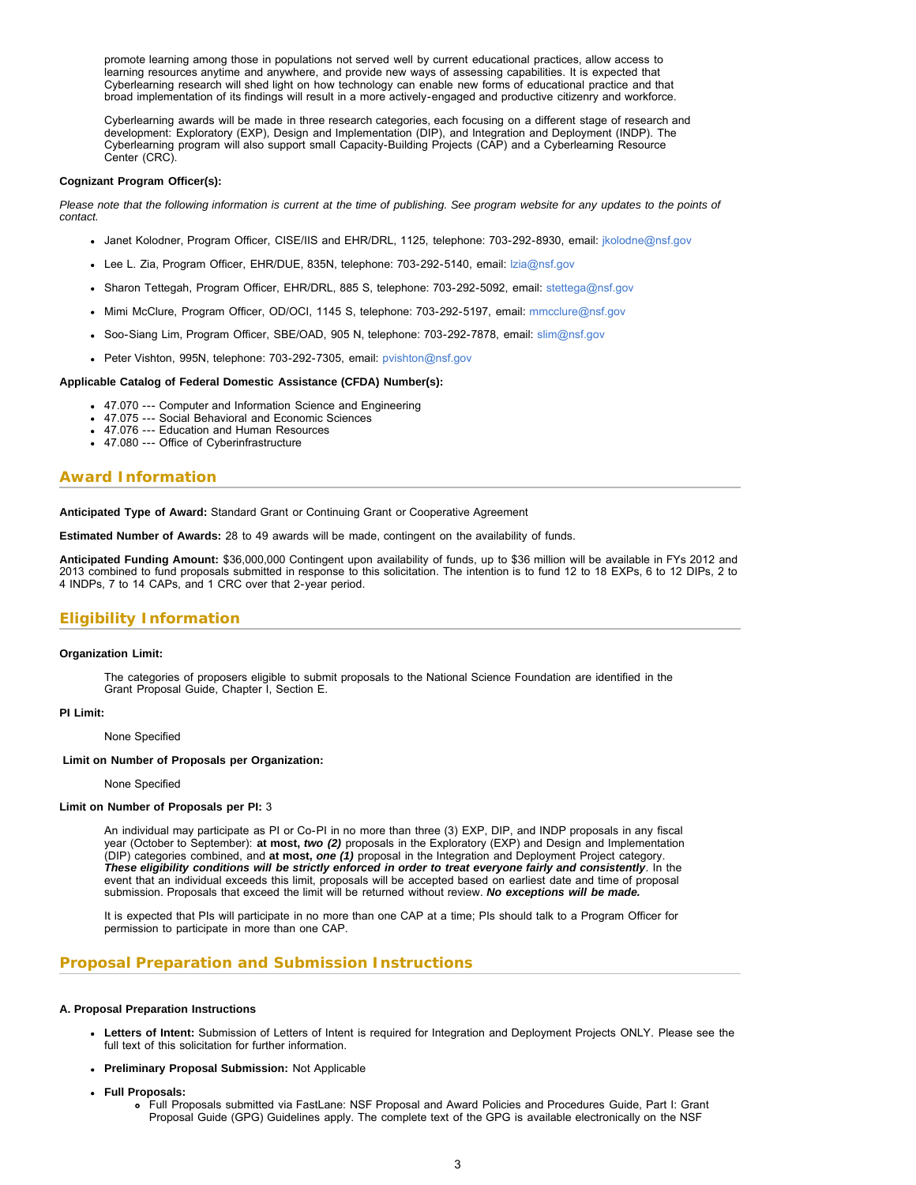promote learning among those in populations not served well by current educational practices, allow access to learning resources anytime and anywhere, and provide new ways of assessing capabilities. It is expected that Cyberlearning research will shed light on how technology can enable new forms of educational practice and that broad implementation of its findings will result in a more actively-engaged and productive citizenry and workforce.

Cyberlearning awards will be made in three research categories, each focusing on a different stage of research and development: Exploratory (EXP), Design and Implementation (DIP), and Integration and Deployment (INDP). The Cyberlearning program will also support small Capacity-Building Projects (CAP) and a Cyberlearning Resource Center (CRC).

**Cognizant Program Officer(s):**

*Please note that the following information is current at the time of publishing. See program website for any updates to the points of contact.*

- Janet Kolodner, Program Officer, CISE/IIS and EHR/DRL, 1125, telephone: 703-292-8930, email: jkolodne@nsf.gov
- Lee L. Zia, Program Officer, EHR/DUE, 835N, telephone: 703-292-5140, email: lzia@nsf.gov
- Sharon Tettegah, Program Officer, EHR/DRL, 885 S, telephone: 703-292-5092, email: stettega@nsf.gov
- Mimi McClure, Program Officer, OD/OCI, 1145 S, telephone: 703-292-5197, email: mmcclure@nsf.gov
- Soo-Siang Lim, Program Officer, SBE/OAD, 905 N, telephone: 703-292-7878, email: slim@nsf.gov
- Peter Vishton, 995N, telephone: 703-292-7305, email: pvishton@nsf.gov

**Applicable Catalog of Federal Domestic Assistance (CFDA) Number(s):**

- 47.070 --- Computer and Information Science and Engineering
- 47.075 --- Social Behavioral and Economic Sciences
- 47.076 --- Education and Human Resources
- 47.080 --- Office of Cyberinfrastructure

## Award Information

**Anticipated Type of Award:** Standard Grant or Continuing Grant or Cooperative Agreement

**Estimated Number of Awards:** 28 to 49 awards will be made, contingent on the availability of funds.

**Anticipated Funding Amount:** $36,000,000 Contingent upon availability of funds, up to $36 million will be available in FYs 2012 and 2013 combined to fund proposals submitted in response to this solicitation. The intention is to fund 12 to 18 EXPs, 6 to 12 DIPs, 2 to 4 INDPs, 7 to 14 CAPs, and 1 CRC over that 2-year period.

## Eligibility Information

**Organization Limit:**

The categories of proposers eligible to submit proposals to the National Science Foundation are identified in the Grant Proposal Guide, Chapter I, Section E.

**PI Limit:**

None Specified

**Limit on Number of Proposals per Organization:**

None Specified

**Limit on Number of Proposals per PI:** 3

An individual may participate as PI or Co-PI in no more than three (3) EXP, DIP, and INDP proposals in any fiscal year (October to September): **at most, *two (2)*** proposals in the Exploratory (EXP) and Design and Implementation (DIP) categories combined, and **at most, *one (1)*** proposal in the Integration and Deployment Project category. ***These eligibility conditions will be strictly enforced in order to treat everyone fairly and consistently***. In the event that an individual exceeds this limit, proposals will be accepted based on earliest date and time of proposal submission. Proposals that exceed the limit will be returned without review. ***No exceptions will be made.***

It is expected that PIs will participate in no more than one CAP at a time; PIs should talk to a Program Officer for permission to participate in more than one CAP.

## Proposal Preparation and Submission Instructions

**A. Proposal Preparation Instructions**

- **Letters of Intent:** Submission of Letters of Intent is required for Integration and Deployment Projects ONLY. Please see the full text of this solicitation for further information.
- **Preliminary Proposal Submission:** Not Applicable
- **Full Proposals:**
  - Full Proposals submitted via FastLane: NSF Proposal and Award Policies and Procedures Guide, Part I: Grant Proposal Guide (GPG) Guidelines apply. The complete text of the GPG is available electronically on the NSF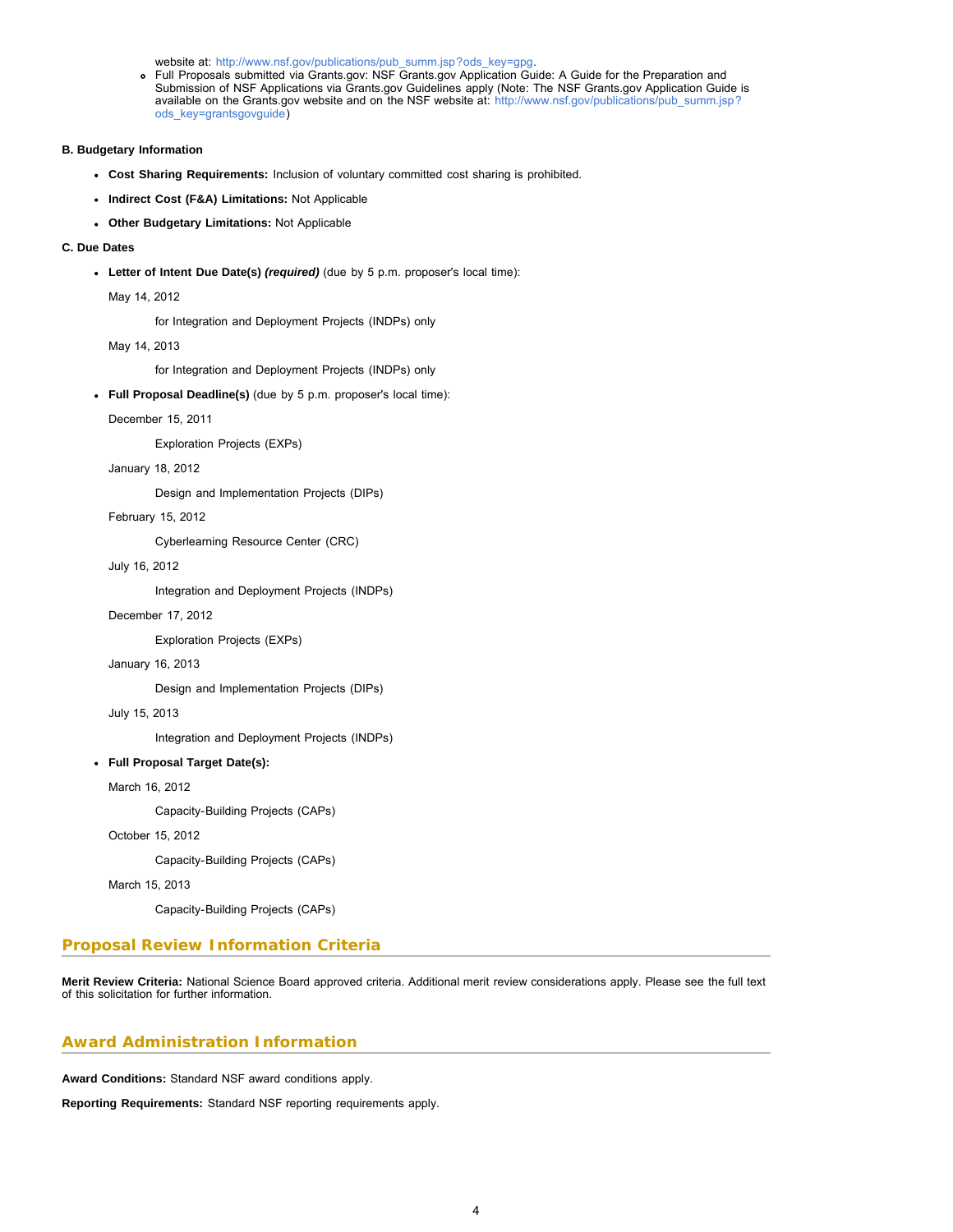website at: http://www.nsf.gov/publications/pub_summ.jsp?ods_key=gpg.
  - Full Proposals submitted via Grants.gov: NSF Grants.gov Application Guide: A Guide for the Preparation and Submission of NSF Applications via Grants.gov Guidelines apply (Note: The NSF Grants.gov Application Guide is available on the Grants.gov website and on the NSF website at: http://www.nsf.gov/publications/pub_summ.jsp?ods_key=grantsgovguide)

**B. Budgetary Information**

- **Cost Sharing Requirements:** Inclusion of voluntary committed cost sharing is prohibited.
- **Indirect Cost (F&A) Limitations:** Not Applicable
- **Other Budgetary Limitations:** Not Applicable

**C. Due Dates**

- **Letter of Intent Due Date(s)** ***(required)*** (due by 5 p.m. proposer's local time):

  May 14, 2012

  for Integration and Deployment Projects (INDPs) only

  May 14, 2013

  for Integration and Deployment Projects (INDPs) only

- **Full Proposal Deadline(s)** (due by 5 p.m. proposer's local time):

  December 15, 2011

  Exploration Projects (EXPs)

  January 18, 2012

  Design and Implementation Projects (DIPs)

  February 15, 2012

  Cyberlearning Resource Center (CRC)

  July 16, 2012

  Integration and Deployment Projects (INDPs)

  December 17, 2012

  Exploration Projects (EXPs)

  January 16, 2013

  Design and Implementation Projects (DIPs)

  July 15, 2013

  Integration and Deployment Projects (INDPs)

- **Full Proposal Target Date(s):**

  March 16, 2012

  Capacity-Building Projects (CAPs)

  October 15, 2012

  Capacity-Building Projects (CAPs)

  March 15, 2013

  Capacity-Building Projects (CAPs)

## Proposal Review Information Criteria

**Merit Review Criteria:** National Science Board approved criteria. Additional merit review considerations apply. Please see the full text of this solicitation for further information.

## Award Administration Information

**Award Conditions:** Standard NSF award conditions apply.

**Reporting Requirements:** Standard NSF reporting requirements apply.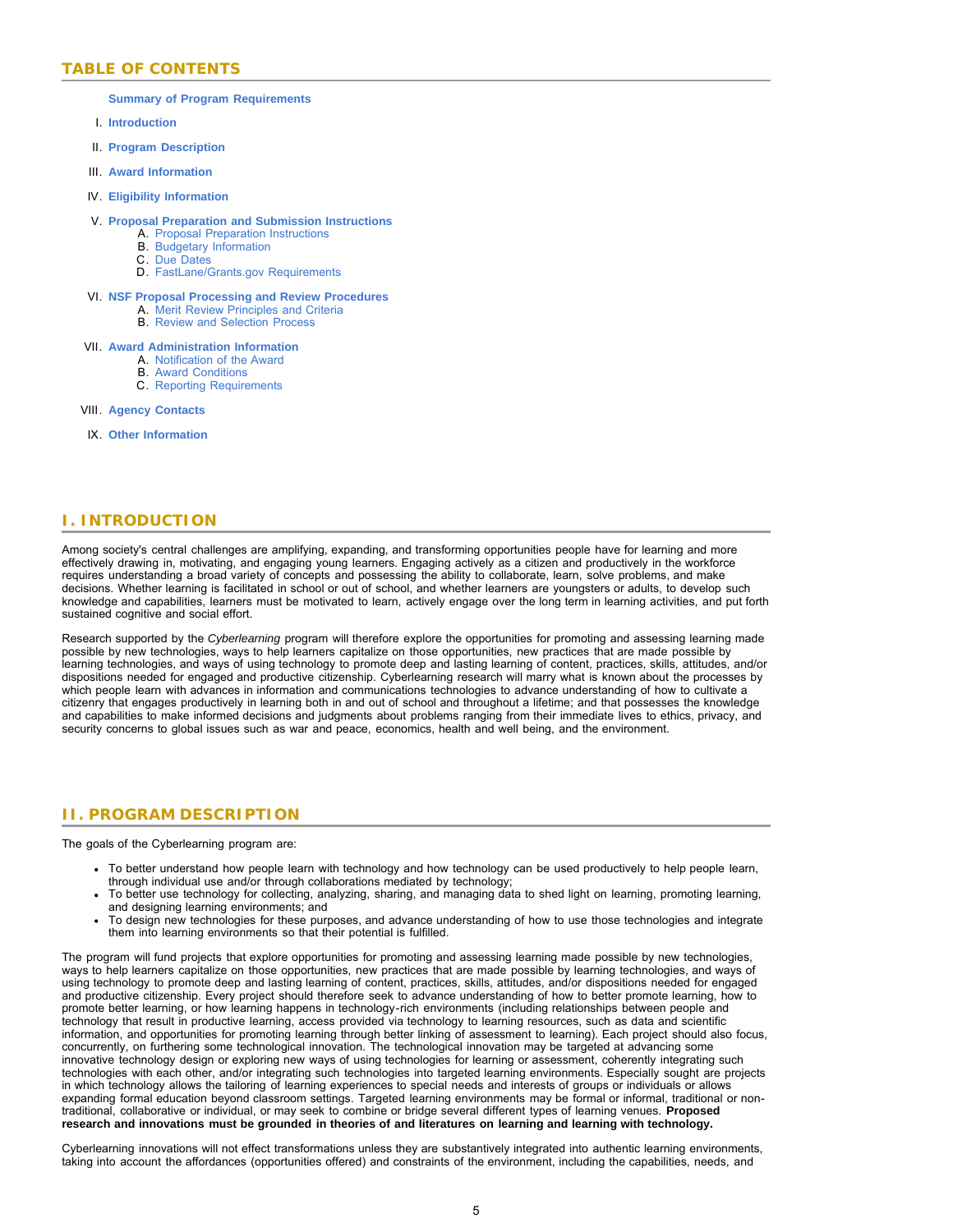## TABLE OF CONTENTS

**Summary of Program Requirements**

I. **Introduction**

II. **Program Description**

III. **Award Information**

IV. **Eligibility Information**

V. **Proposal Preparation and Submission Instructions**
   - A. Proposal Preparation Instructions
   - B. Budgetary Information
   - C. Due Dates
   - D. FastLane/Grants.gov Requirements

VI. **NSF Proposal Processing and Review Procedures**
   - A. Merit Review Principles and Criteria
   - B. Review and Selection Process

VII. **Award Administration Information**
   - A. Notification of the Award
   - B. Award Conditions
   - C. Reporting Requirements

VIII. **Agency Contacts**

IX. **Other Information**

## I. INTRODUCTION

Among society's central challenges are amplifying, expanding, and transforming opportunities people have for learning and more effectively drawing in, motivating, and engaging young learners. Engaging actively as a citizen and productively in the workforce requires understanding a broad variety of concepts and possessing the ability to collaborate, learn, solve problems, and make decisions. Whether learning is facilitated in school or out of school, and whether learners are youngsters or adults, to develop such knowledge and capabilities, learners must be motivated to learn, actively engage over the long term in learning activities, and put forth sustained cognitive and social effort.

Research supported by the *Cyberlearning* program will therefore explore the opportunities for promoting and assessing learning made possible by new technologies, ways to help learners capitalize on those opportunities, new practices that are made possible by learning technologies, and ways of using technology to promote deep and lasting learning of content, practices, skills, attitudes, and/or dispositions needed for engaged and productive citizenship. Cyberlearning research will marry what is known about the processes by which people learn with advances in information and communications technologies to advance understanding of how to cultivate a citizenry that engages productively in learning both in and out of school and throughout a lifetime; and that possesses the knowledge and capabilities to make informed decisions and judgments about problems ranging from their immediate lives to ethics, privacy, and security concerns to global issues such as war and peace, economics, health and well being, and the environment.

## II. PROGRAM DESCRIPTION

The goals of the Cyberlearning program are:

- To better understand how people learn with technology and how technology can be used productively to help people learn, through individual use and/or through collaborations mediated by technology;
- To better use technology for collecting, analyzing, sharing, and managing data to shed light on learning, promoting learning, and designing learning environments; and
- To design new technologies for these purposes, and advance understanding of how to use those technologies and integrate them into learning environments so that their potential is fulfilled.

The program will fund projects that explore opportunities for promoting and assessing learning made possible by new technologies, ways to help learners capitalize on those opportunities, new practices that are made possible by learning technologies, and ways of using technology to promote deep and lasting learning of content, practices, skills, attitudes, and/or dispositions needed for engaged and productive citizenship. Every project should therefore seek to advance understanding of how to better promote learning, how to promote better learning, or how learning happens in technology-rich environments (including relationships between people and technology that result in productive learning, access provided via technology to learning resources, such as data and scientific information, and opportunities for promoting learning through better linking of assessment to learning). Each project should also focus, concurrently, on furthering some technological innovation. The technological innovation may be targeted at advancing some innovative technology design or exploring new ways of using technologies for learning or assessment, coherently integrating such technologies with each other, and/or integrating such technologies into targeted learning environments. Especially sought are projects in which technology allows the tailoring of learning experiences to special needs and interests of groups or individuals or allows expanding formal education beyond classroom settings. Targeted learning environments may be formal or informal, traditional or non-traditional, collaborative or individual, or may seek to combine or bridge several different types of learning venues. **Proposed research and innovations must be grounded in theories of and literatures on learning and learning with technology.**

Cyberlearning innovations will not effect transformations unless they are substantively integrated into authentic learning environments, taking into account the affordances (opportunities offered) and constraints of the environment, including the capabilities, needs, and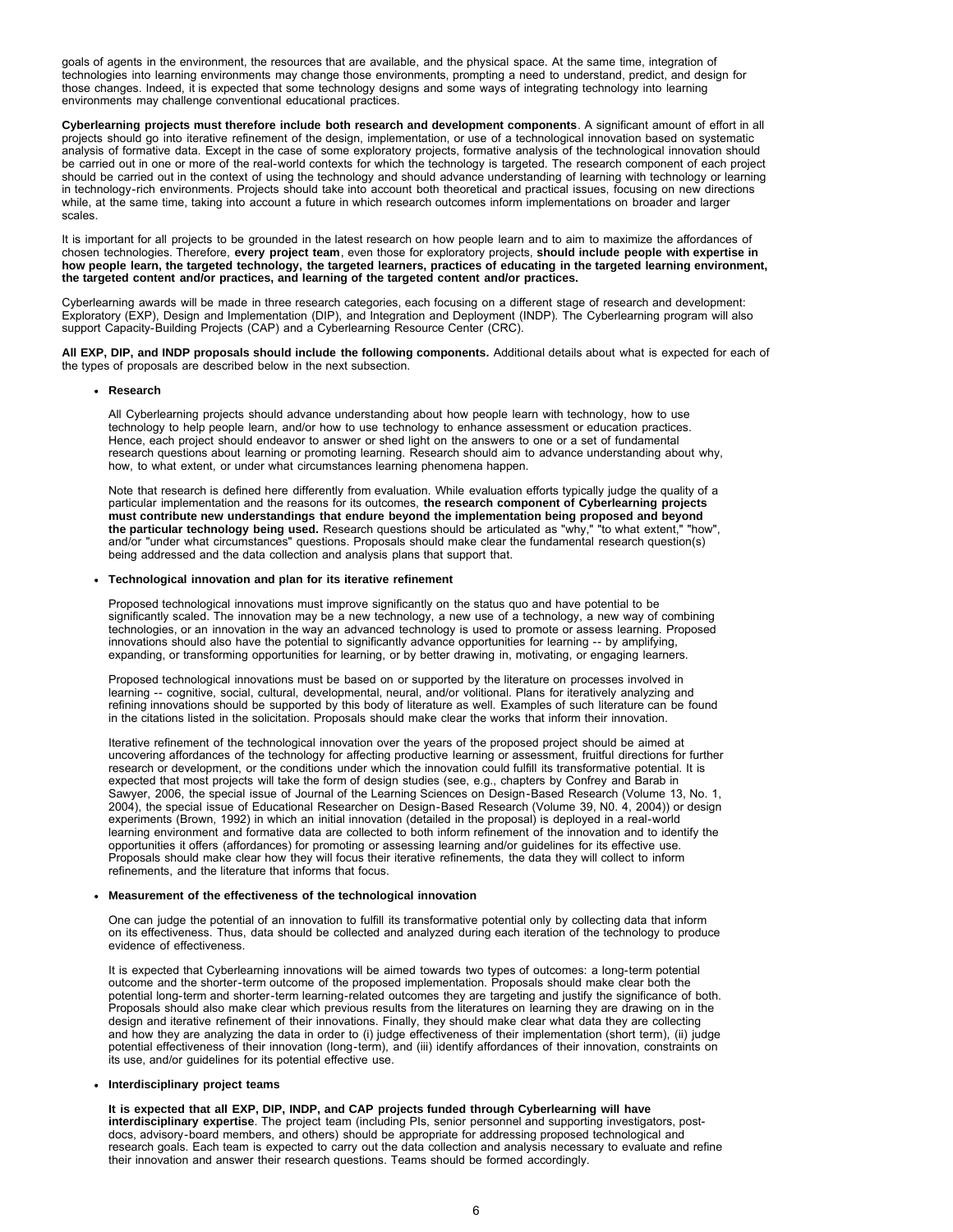goals of agents in the environment, the resources that are available, and the physical space. At the same time, integration of technologies into learning environments may change those environments, prompting a need to understand, predict, and design for those changes. Indeed, it is expected that some technology designs and some ways of integrating technology into learning environments may challenge conventional educational practices.

**Cyberlearning projects must therefore include both research and development components**. A significant amount of effort in all projects should go into iterative refinement of the design, implementation, or use of a technological innovation based on systematic analysis of formative data. Except in the case of some exploratory projects, formative analysis of the technological innovation should be carried out in one or more of the real-world contexts for which the technology is targeted. The research component of each project should be carried out in the context of using the technology and should advance understanding of learning with technology or learning in technology-rich environments. Projects should take into account both theoretical and practical issues, focusing on new directions while, at the same time, taking into account a future in which research outcomes inform implementations on broader and larger scales.

It is important for all projects to be grounded in the latest research on how people learn and to aim to maximize the affordances of chosen technologies. Therefore, **every project team**, even those for exploratory projects, **should include people with expertise in how people learn, the targeted technology, the targeted learners, practices of educating in the targeted learning environment, the targeted content and/or practices, and learning of the targeted content and/or practices.**

Cyberlearning awards will be made in three research categories, each focusing on a different stage of research and development: Exploratory (EXP), Design and Implementation (DIP), and Integration and Deployment (INDP). The Cyberlearning program will also support Capacity-Building Projects (CAP) and a Cyberlearning Resource Center (CRC).

**All EXP, DIP, and INDP proposals should include the following components.** Additional details about what is expected for each of the types of proposals are described below in the next subsection.

- **Research**

  All Cyberlearning projects should advance understanding about how people learn with technology, how to use technology to help people learn, and/or how to use technology to enhance assessment or education practices. Hence, each project should endeavor to answer or shed light on the answers to one or a set of fundamental research questions about learning or promoting learning. Research should aim to advance understanding about why, how, to what extent, or under what circumstances learning phenomena happen.

  Note that research is defined here differently from evaluation. While evaluation efforts typically judge the quality of a particular implementation and the reasons for its outcomes, **the research component of Cyberlearning projects must contribute new understandings that endure beyond the implementation being proposed and beyond the particular technology being used.** Research questions should be articulated as "why," "to what extent," "how", and/or "under what circumstances" questions. Proposals should make clear the fundamental research question(s) being addressed and the data collection and analysis plans that support that.

- **Technological innovation and plan for its iterative refinement**

  Proposed technological innovations must improve significantly on the status quo and have potential to be significantly scaled. The innovation may be a new technology, a new use of a technology, a new way of combining technologies, or an innovation in the way an advanced technology is used to promote or assess learning. Proposed innovations should also have the potential to significantly advance opportunities for learning -- by amplifying, expanding, or transforming opportunities for learning, or by better drawing in, motivating, or engaging learners.

  Proposed technological innovations must be based on or supported by the literature on processes involved in learning -- cognitive, social, cultural, developmental, neural, and/or volitional. Plans for iteratively analyzing and refining innovations should be supported by this body of literature as well. Examples of such literature can be found in the citations listed in the solicitation. Proposals should make clear the works that inform their innovation.

  Iterative refinement of the technological innovation over the years of the proposed project should be aimed at uncovering affordances of the technology for affecting productive learning or assessment, fruitful directions for further research or development, or the conditions under which the innovation could fulfill its transformative potential. It is expected that most projects will take the form of design studies (see, e.g., chapters by Confrey and Barab in Sawyer, 2006, the special issue of Journal of the Learning Sciences on Design-Based Research (Volume 13, No. 1, 2004), the special issue of Educational Researcher on Design-Based Research (Volume 39, N0. 4, 2004)) or design experiments (Brown, 1992) in which an initial innovation (detailed in the proposal) is deployed in a real-world learning environment and formative data are collected to both inform refinement of the innovation and to identify the opportunities it offers (affordances) for promoting or assessing learning and/or guidelines for its effective use. Proposals should make clear how they will focus their iterative refinements, the data they will collect to inform refinements, and the literature that informs that focus.

- **Measurement of the effectiveness of the technological innovation**

  One can judge the potential of an innovation to fulfill its transformative potential only by collecting data that inform on its effectiveness. Thus, data should be collected and analyzed during each iteration of the technology to produce evidence of effectiveness.

  It is expected that Cyberlearning innovations will be aimed towards two types of outcomes: a long-term potential outcome and the shorter-term outcome of the proposed implementation. Proposals should make clear both the potential long-term and shorter-term learning-related outcomes they are targeting and justify the significance of both. Proposals should also make clear which previous results from the literatures on learning they are drawing on in the design and iterative refinement of their innovations. Finally, they should make clear what data they are collecting and how they are analyzing the data in order to (i) judge effectiveness of their implementation (short term), (ii) judge potential effectiveness of their innovation (long-term), and (iii) identify affordances of their innovation, constraints on its use, and/or guidelines for its potential effective use.

- **Interdisciplinary project teams**

  **It is expected that all EXP, DIP, INDP, and CAP projects funded through Cyberlearning will have interdisciplinary expertise**. The project team (including PIs, senior personnel and supporting investigators, post-docs, advisory-board members, and others) should be appropriate for addressing proposed technological and research goals. Each team is expected to carry out the data collection and analysis necessary to evaluate and refine their innovation and answer their research questions. Teams should be formed accordingly.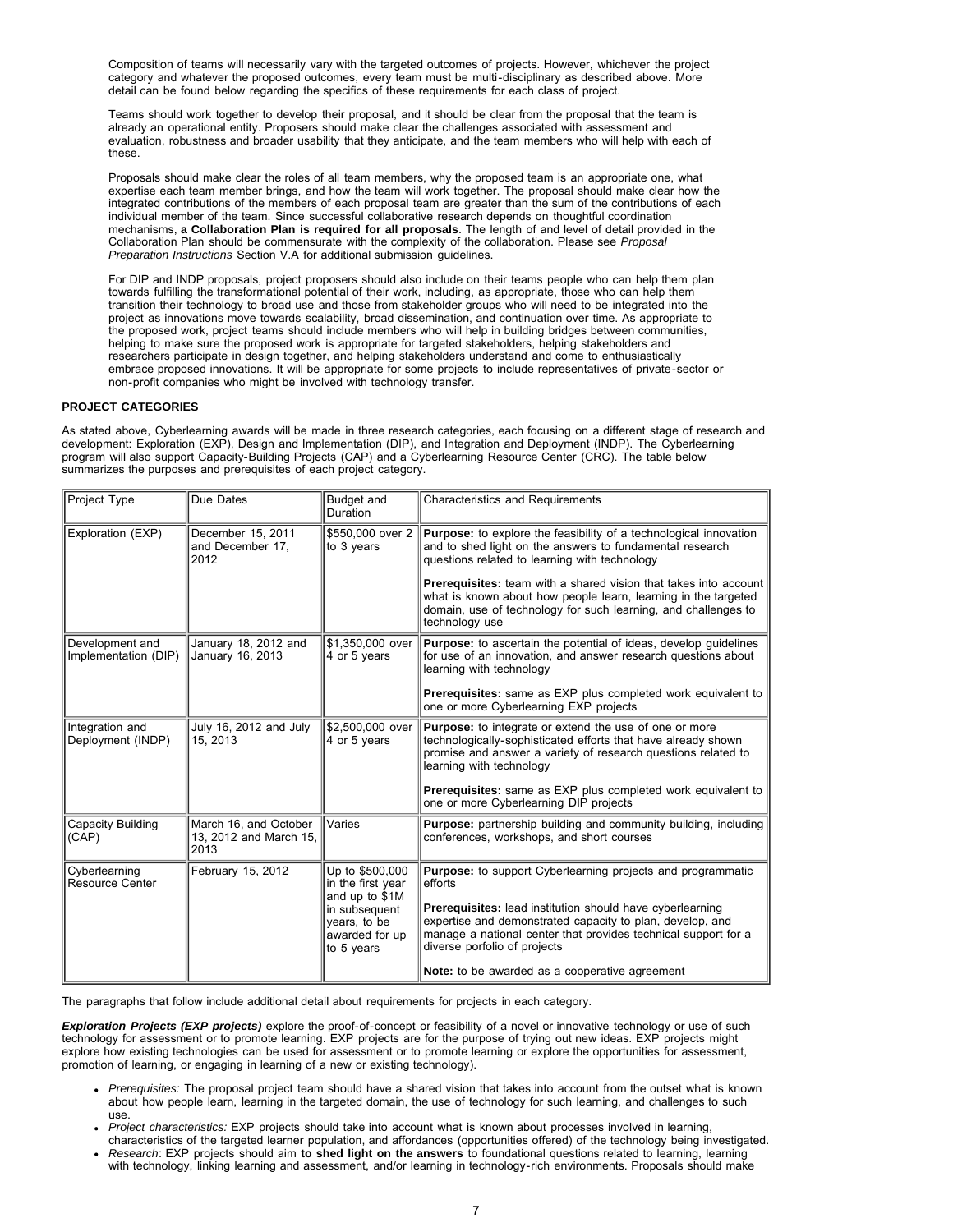Composition of teams will necessarily vary with the targeted outcomes of projects. However, whichever the project category and whatever the proposed outcomes, every team must be multi-disciplinary as described above. More detail can be found below regarding the specifics of these requirements for each class of project.

Teams should work together to develop their proposal, and it should be clear from the proposal that the team is already an operational entity. Proposers should make clear the challenges associated with assessment and evaluation, robustness and broader usability that they anticipate, and the team members who will help with each of these.

Proposals should make clear the roles of all team members, why the proposed team is an appropriate one, what expertise each team member brings, and how the team will work together. The proposal should make clear how the integrated contributions of the members of each proposal team are greater than the sum of the contributions of each individual member of the team. Since successful collaborative research depends on thoughtful coordination mechanisms, **a Collaboration Plan is required for all proposals**. The length of and level of detail provided in the Collaboration Plan should be commensurate with the complexity of the collaboration. Please see *Proposal Preparation Instructions* Section V.A for additional submission guidelines.

For DIP and INDP proposals, project proposers should also include on their teams people who can help them plan towards fulfilling the transformational potential of their work, including, as appropriate, those who can help them transition their technology to broad use and those from stakeholder groups who will need to be integrated into the project as innovations move towards scalability, broad dissemination, and continuation over time. As appropriate to the proposed work, project teams should include members who will help in building bridges between communities, helping to make sure the proposed work is appropriate for targeted stakeholders, helping stakeholders and researchers participate in design together, and helping stakeholders understand and come to enthusiastically embrace proposed innovations. It will be appropriate for some projects to include representatives of private-sector or non-profit companies who might be involved with technology transfer.

**PROJECT CATEGORIES**

As stated above, Cyberlearning awards will be made in three research categories, each focusing on a different stage of research and development: Exploration (EXP), Design and Implementation (DIP), and Integration and Deployment (INDP). The Cyberlearning program will also support Capacity-Building Projects (CAP) and a Cyberlearning Resource Center (CRC). The table below summarizes the purposes and prerequisites of each project category.

| Project Type | Due Dates | Budget and Duration | Characteristics and Requirements |
|---|---|---|---|
| Exploration (EXP) | December 15, 2011 and December 17, 2012 | \$550,000 over 2 to 3 years | **Purpose:** to explore the feasibility of a technological innovation and to shed light on the answers to fundamental research questions related to learning with technology<br><br>**Prerequisites:** team with a shared vision that takes into account what is known about how people learn, learning in the targeted domain, use of technology for such learning, and challenges to technology use |
| Development and Implementation (DIP) | January 18, 2012 and January 16, 2013 | \$1,350,000 over 4 or 5 years | **Purpose:** to ascertain the potential of ideas, develop guidelines for use of an innovation, and answer research questions about learning with technology<br><br>**Prerequisites:** same as EXP plus completed work equivalent to one or more Cyberlearning EXP projects |
| Integration and Deployment (INDP) | July 16, 2012 and July 15, 2013 | \$2,500,000 over 4 or 5 years | **Purpose:** to integrate or extend the use of one or more technologically-sophisticated efforts that have already shown promise and answer a variety of research questions related to learning with technology<br><br>**Prerequisites:** same as EXP plus completed work equivalent to one or more Cyberlearning DIP projects |
| Capacity Building (CAP) | March 16, and October 13, 2012 and March 15, 2013 | Varies | **Purpose:** partnership building and community building, including conferences, workshops, and short courses |
| Cyberlearning Resource Center | February 15, 2012 | Up to \$500,000 in the first year and up to \$1M in subsequent years, to be awarded for up to 5 years | **Purpose:** to support Cyberlearning projects and programmatic efforts<br><br>**Prerequisites:** lead institution should have cyberlearning expertise and demonstrated capacity to plan, develop, and manage a national center that provides technical support for a diverse porfolio of projects<br><br>**Note:** to be awarded as a cooperative agreement |

The paragraphs that follow include additional detail about requirements for projects in each category.

***Exploration Projects (EXP projects)*** explore the proof-of-concept or feasibility of a novel or innovative technology or use of such technology for assessment or to promote learning. EXP projects are for the purpose of trying out new ideas. EXP projects might explore how existing technologies can be used for assessment or to promote learning or explore the opportunities for assessment, promotion of learning, or engaging in learning of a new or existing technology).

- *Prerequisites:* The proposal project team should have a shared vision that takes into account from the outset what is known about how people learn, learning in the targeted domain, the use of technology for such learning, and challenges to such use.
- *Project characteristics:* EXP projects should take into account what is known about processes involved in learning, characteristics of the targeted learner population, and affordances (opportunities offered) of the technology being investigated.
- *Research*: EXP projects should aim **to shed light on the answers** to foundational questions related to learning, learning with technology, linking learning and assessment, and/or learning in technology-rich environments. Proposals should make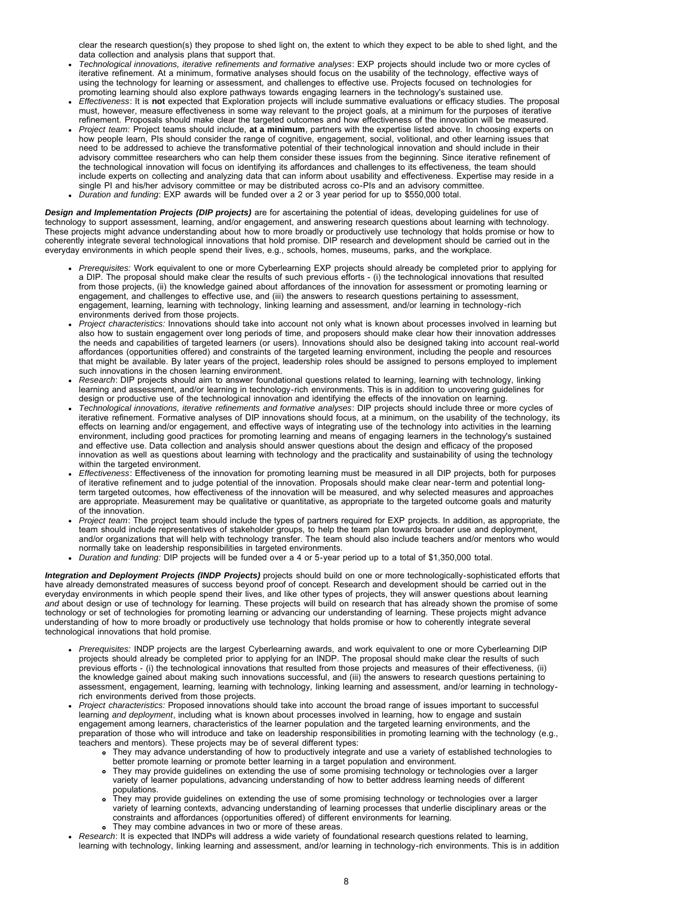clear the research question(s) they propose to shed light on, the extent to which they expect to be able to shed light, and the data collection and analysis plans that support that.

- *Technological innovations, iterative refinements and formative analyses*: EXP projects should include two or more cycles of iterative refinement. At a minimum, formative analyses should focus on the usability of the technology, effective ways of using the technology for learning or assessment, and challenges to effective use. Projects focused on technologies for promoting learning should also explore pathways towards engaging learners in the technology's sustained use.
- *Effectiveness*: It is **not** expected that Exploration projects will include summative evaluations or efficacy studies. The proposal must, however, measure effectiveness in some way relevant to the project goals, at a minimum for the purposes of iterative refinement. Proposals should make clear the targeted outcomes and how effectiveness of the innovation will be measured.
- *Project team:* Project teams should include, **at a minimum**, partners with the expertise listed above. In choosing experts on how people learn, PIs should consider the range of cognitive, engagement, social, volitional, and other learning issues that need to be addressed to achieve the transformative potential of their technological innovation and should include in their advisory committee researchers who can help them consider these issues from the beginning. Since iterative refinement of the technological innovation will focus on identifying its affordances and challenges to its effectiveness, the team should include experts on collecting and analyzing data that can inform about usability and effectiveness. Expertise may reside in a single PI and his/her advisory committee or may be distributed across co-PIs and an advisory committee.
- *Duration and funding*: EXP awards will be funded over a 2 or 3 year period for up to $550,000 total.

***Design and Implementation Projects (DIP projects)*** are for ascertaining the potential of ideas, developing guidelines for use of technology to support assessment, learning, and/or engagement, and answering research questions about learning with technology. These projects might advance understanding about how to more broadly or productively use technology that holds promise or how to coherently integrate several technological innovations that hold promise. DIP research and development should be carried out in the everyday environments in which people spend their lives, e.g., schools, homes, museums, parks, and the workplace.

- *Prerequisites:* Work equivalent to one or more Cyberlearning EXP projects should already be completed prior to applying for a DIP. The proposal should make clear the results of such previous efforts - (i) the technological innovations that resulted from those projects, (ii) the knowledge gained about affordances of the innovation for assessment or promoting learning or engagement, and challenges to effective use, and (iii) the answers to research questions pertaining to assessment, engagement, learning, learning with technology, linking learning and assessment, and/or learning in technology-rich environments derived from those projects.
- *Project characteristics:* Innovations should take into account not only what is known about processes involved in learning but also how to sustain engagement over long periods of time, and proposers should make clear how their innovation addresses the needs and capabilities of targeted learners (or users). Innovations should also be designed taking into account real-world affordances (opportunities offered) and constraints of the targeted learning environment, including the people and resources that might be available. By later years of the project, leadership roles should be assigned to persons employed to implement such innovations in the chosen learning environment.
- *Research*: DIP projects should aim to answer foundational questions related to learning, learning with technology, linking learning and assessment, and/or learning in technology-rich environments. This is in addition to uncovering guidelines for design or productive use of the technological innovation and identifying the effects of the innovation on learning.
- *Technological innovations, iterative refinements and formative analyses*: DIP projects should include three or more cycles of iterative refinement. Formative analyses of DIP innovations should focus, at a minimum, on the usability of the technology, its effects on learning and/or engagement, and effective ways of integrating use of the technology into activities in the learning environment, including good practices for promoting learning and means of engaging learners in the technology's sustained and effective use. Data collection and analysis should answer questions about the design and efficacy of the proposed innovation as well as questions about learning with technology and the practicality and sustainability of using the technology within the targeted environment.
- *Effectiveness*: Effectiveness of the innovation for promoting learning must be measured in all DIP projects, both for purposes of iterative refinement and to judge potential of the innovation. Proposals should make clear near-term and potential long-term targeted outcomes, how effectiveness of the innovation will be measured, and why selected measures and approaches are appropriate. Measurement may be qualitative or quantitative, as appropriate to the targeted outcome goals and maturity of the innovation.
- *Project team*: The project team should include the types of partners required for EXP projects. In addition, as appropriate, the team should include representatives of stakeholder groups, to help the team plan towards broader use and deployment, and/or organizations that will help with technology transfer. The team should also include teachers and/or mentors who would normally take on leadership responsibilities in targeted environments.
- *Duration and funding:* DIP projects will be funded over a 4 or 5-year period up to a total of $1,350,000 total.

***Integration and Deployment Projects (INDP Projects)*** projects should build on one or more technologically-sophisticated efforts that have already demonstrated measures of success beyond proof of concept. Research and development should be carried out in the everyday environments in which people spend their lives, and like other types of projects, they will answer questions about learning *and* about design or use of technology for learning. These projects will build on research that has already shown the promise of some technology or set of technologies for promoting learning or advancing our understanding of learning. These projects might advance understanding of how to more broadly or productively use technology that holds promise or how to coherently integrate several technological innovations that hold promise.

- *Prerequisites:* INDP projects are the largest Cyberlearning awards, and work equivalent to one or more Cyberlearning DIP projects should already be completed prior to applying for an INDP. The proposal should make clear the results of such previous efforts - (i) the technological innovations that resulted from those projects and measures of their effectiveness, (ii) the knowledge gained about making such innovations successful, and (iii) the answers to research questions pertaining to assessment, engagement, learning, learning with technology, linking learning and assessment, and/or learning in technology-rich environments derived from those projects.
- *Project characteristics:* Proposed innovations should take into account the broad range of issues important to successful learning *and deployment*, including what is known about processes involved in learning, how to engage and sustain engagement among learners, characteristics of the learner population and the targeted learning environments, and the preparation of those who will introduce and take on leadership responsibilities in promoting learning with the technology (e.g., teachers and mentors). These projects may be of several different types:
  - They may advance understanding of how to productively integrate and use a variety of established technologies to better promote learning or promote better learning in a target population and environment.
  - They may provide guidelines on extending the use of some promising technology or technologies over a larger variety of learner populations, advancing understanding of how to better address learning needs of different populations.
  - They may provide guidelines on extending the use of some promising technology or technologies over a larger variety of learning contexts, advancing understanding of learning processes that underlie disciplinary areas or the constraints and affordances (opportunities offered) of different environments for learning.
  - They may combine advances in two or more of these areas.
- *Research*: It is expected that INDPs will address a wide variety of foundational research questions related to learning, learning with technology, linking learning and assessment, and/or learning in technology-rich environments. This is in addition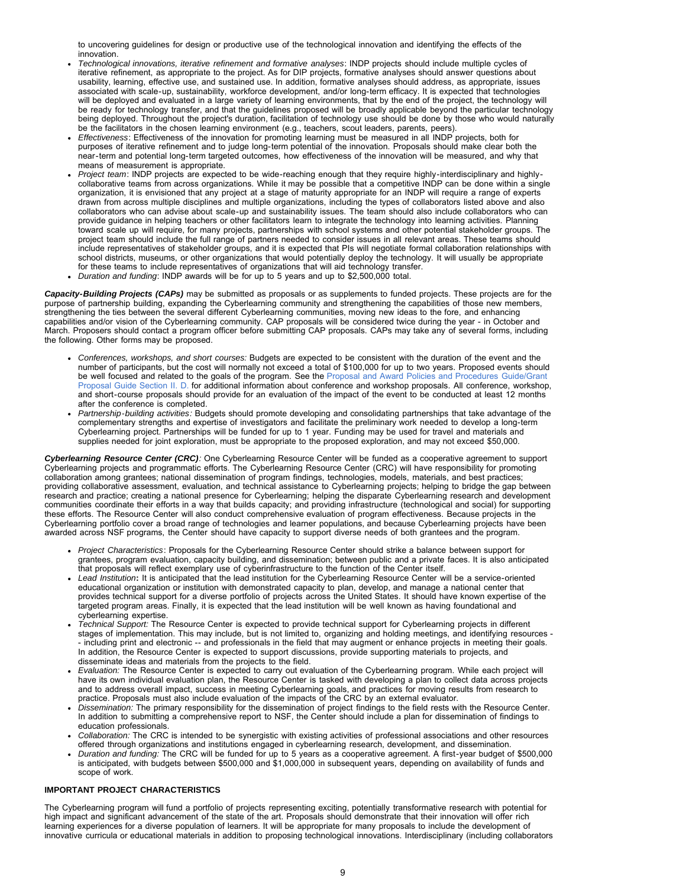to uncovering guidelines for design or productive use of the technological innovation and identifying the effects of the innovation.

- *Technological innovations, iterative refinement and formative analyses*: INDP projects should include multiple cycles of iterative refinement, as appropriate to the project. As for DIP projects, formative analyses should answer questions about usability, learning, effective use, and sustained use. In addition, formative analyses should address, as appropriate, issues associated with scale-up, sustainability, workforce development, and/or long-term efficacy. It is expected that technologies will be deployed and evaluated in a large variety of learning environments, that by the end of the project, the technology will be ready for technology transfer, and that the guidelines proposed will be broadly applicable beyond the particular technology being deployed. Throughout the project's duration, facilitation of technology use should be done by those who would naturally be the facilitators in the chosen learning environment (e.g., teachers, scout leaders, parents, peers).
- *Effectiveness*: Effectiveness of the innovation for promoting learning must be measured in all INDP projects, both for purposes of iterative refinement and to judge long-term potential of the innovation. Proposals should make clear both the near-term and potential long-term targeted outcomes, how effectiveness of the innovation will be measured, and why that means of measurement is appropriate.
- *Project team*: INDP projects are expected to be wide-reaching enough that they require highly-interdisciplinary and highly-collaborative teams from across organizations. While it may be possible that a competitive INDP can be done within a single organization, it is envisioned that any project at a stage of maturity appropriate for an INDP will require a range of experts drawn from across multiple disciplines and multiple organizations, including the types of collaborators listed above and also collaborators who can advise about scale-up and sustainability issues. The team should also include collaborators who can provide guidance in helping teachers or other facilitators learn to integrate the technology into learning activities. Planning toward scale up will require, for many projects, partnerships with school systems and other potential stakeholder groups. The project team should include the full range of partners needed to consider issues in all relevant areas. These teams should include representatives of stakeholder groups, and it is expected that PIs will negotiate formal collaboration relationships with school districts, museums, or other organizations that would potentially deploy the technology. It will usually be appropriate for these teams to include representatives of organizations that will aid technology transfer.
- *Duration and funding*: INDP awards will be for up to 5 years and up to $2,500,000 total.

***Capacity-Building Projects (CAPs)*** may be submitted as proposals or as supplements to funded projects. These projects are for the purpose of partnership building, expanding the Cyberlearning community and strengthening the capabilities of those new members, strengthening the ties between the several different Cyberlearning communities, moving new ideas to the fore, and enhancing capabilities and/or vision of the Cyberlearning community. CAP proposals will be considered twice during the year - in October and March. Proposers should contact a program officer before submitting CAP proposals. CAPs may take any of several forms, including the following. Other forms may be proposed.

- *Conferences, workshops, and short courses:* Budgets are expected to be consistent with the duration of the event and the number of participants, but the cost will normally not exceed a total of $100,000 for up to two years. Proposed events should be well focused and related to the goals of the program. See the Proposal and Award Policies and Procedures Guide/Grant Proposal Guide Section II. D. for additional information about conference and workshop proposals. All conference, workshop, and short-course proposals should provide for an evaluation of the impact of the event to be conducted at least 12 months after the conference is completed.
- *Partnership-building activities:* Budgets should promote developing and consolidating partnerships that take advantage of the complementary strengths and expertise of investigators and facilitate the preliminary work needed to develop a long-term Cyberlearning project. Partnerships will be funded for up to 1 year. Funding may be used for travel and materials and supplies needed for joint exploration, must be appropriate to the proposed exploration, and may not exceed $50,000.

***Cyberlearning Resource Center (CRC)****:* One Cyberlearning Resource Center will be funded as a cooperative agreement to support Cyberlearning projects and programmatic efforts. The Cyberlearning Resource Center (CRC) will have responsibility for promoting collaboration among grantees; national dissemination of program findings, technologies, models, materials, and best practices; providing collaborative assessment, evaluation, and technical assistance to Cyberlearning projects; helping to bridge the gap between research and practice; creating a national presence for Cyberlearning; helping the disparate Cyberlearning research and development communities coordinate their efforts in a way that builds capacity; and providing infrastructure (technological and social) for supporting these efforts. The Resource Center will also conduct comprehensive evaluation of program effectiveness. Because projects in the Cyberlearning portfolio cover a broad range of technologies and learner populations, and because Cyberlearning projects have been awarded across NSF programs, the Center should have capacity to support diverse needs of both grantees and the program.

- *Project Characteristics*: Proposals for the Cyberlearning Resource Center should strike a balance between support for grantees, program evaluation, capacity building, and dissemination; between public and a private faces. It is also anticipated that proposals will reflect exemplary use of cyberinfrastructure to the function of the Center itself.
- *Lead Institution***:** It is anticipated that the lead institution for the Cyberlearning Resource Center will be a service-oriented educational organization or institution with demonstrated capacity to plan, develop, and manage a national center that provides technical support for a diverse portfolio of projects across the United States. It should have known expertise of the targeted program areas. Finally, it is expected that the lead institution will be well known as having foundational and cyberlearning expertise.
- *Technical Support:* The Resource Center is expected to provide technical support for Cyberlearning projects in different stages of implementation. This may include, but is not limited to, organizing and holding meetings, and identifying resources -- including print and electronic -- and professionals in the field that may augment or enhance projects in meeting their goals. In addition, the Resource Center is expected to support discussions, provide supporting materials to projects, and disseminate ideas and materials from the projects to the field.
- *Evaluation:* The Resource Center is expected to carry out evaluation of the Cyberlearning program. While each project will have its own individual evaluation plan, the Resource Center is tasked with developing a plan to collect data across projects and to address overall impact, success in meeting Cyberlearning goals, and practices for moving results from research to practice. Proposals must also include evaluation of the impacts of the CRC by an external evaluator.
- *Dissemination:* The primary responsibility for the dissemination of project findings to the field rests with the Resource Center. In addition to submitting a comprehensive report to NSF, the Center should include a plan for dissemination of findings to education professionals.
- *Collaboration:* The CRC is intended to be synergistic with existing activities of professional associations and other resources offered through organizations and institutions engaged in cyberlearning research, development, and dissemination.
- *Duration and funding:* The CRC will be funded for up to 5 years as a cooperative agreement. A first-year budget of $500,000 is anticipated, with budgets between $500,000 and $1,000,000 in subsequent years, depending on availability of funds and scope of work.

**IMPORTANT PROJECT CHARACTERISTICS**

The Cyberlearning program will fund a portfolio of projects representing exciting, potentially transformative research with potential for high impact and significant advancement of the state of the art. Proposals should demonstrate that their innovation will offer rich learning experiences for a diverse population of learners. It will be appropriate for many proposals to include the development of innovative curricula or educational materials in addition to proposing technological innovations. Interdisciplinary (including collaborators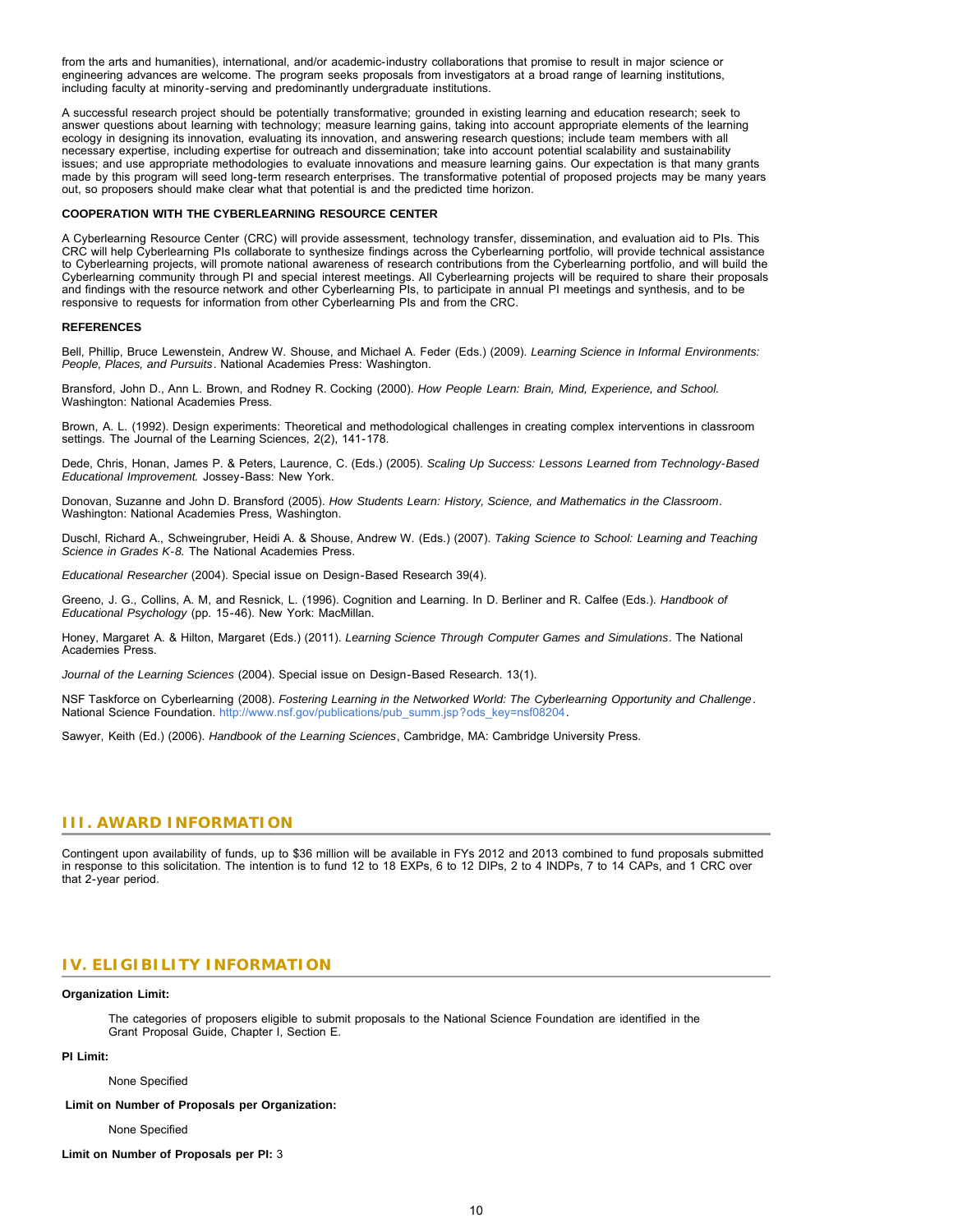from the arts and humanities), international, and/or academic-industry collaborations that promise to result in major science or engineering advances are welcome. The program seeks proposals from investigators at a broad range of learning institutions, including faculty at minority-serving and predominantly undergraduate institutions.

A successful research project should be potentially transformative; grounded in existing learning and education research; seek to answer questions about learning with technology; measure learning gains, taking into account appropriate elements of the learning ecology in designing its innovation, evaluating its innovation, and answering research questions; include team members with all necessary expertise, including expertise for outreach and dissemination; take into account potential scalability and sustainability issues; and use appropriate methodologies to evaluate innovations and measure learning gains. Our expectation is that many grants made by this program will seed long-term research enterprises. The transformative potential of proposed projects may be many years out, so proposers should make clear what that potential is and the predicted time horizon.

**COOPERATION WITH THE CYBERLEARNING RESOURCE CENTER**

A Cyberlearning Resource Center (CRC) will provide assessment, technology transfer, dissemination, and evaluation aid to PIs. This CRC will help Cyberlearning PIs collaborate to synthesize findings across the Cyberlearning portfolio, will provide technical assistance to Cyberlearning projects, will promote national awareness of research contributions from the Cyberlearning portfolio, and will build the Cyberlearning community through PI and special interest meetings. All Cyberlearning projects will be required to share their proposals and findings with the resource network and other Cyberlearning PIs, to participate in annual PI meetings and synthesis, and to be responsive to requests for information from other Cyberlearning PIs and from the CRC.

**REFERENCES**

Bell, Phillip, Bruce Lewenstein, Andrew W. Shouse, and Michael A. Feder (Eds.) (2009). *Learning Science in Informal Environments: People, Places, and Pursuits*. National Academies Press: Washington.

Bransford, John D., Ann L. Brown, and Rodney R. Cocking (2000). *How People Learn: Brain, Mind, Experience, and School.* Washington: National Academies Press.

Brown, A. L. (1992). Design experiments: Theoretical and methodological challenges in creating complex interventions in classroom settings. The Journal of the Learning Sciences, 2(2), 141-178.

Dede, Chris, Honan, James P. & Peters, Laurence, C. (Eds.) (2005). *Scaling Up Success: Lessons Learned from Technology-Based Educational Improvement.* Jossey-Bass: New York.

Donovan, Suzanne and John D. Bransford (2005). *How Students Learn: History, Science, and Mathematics in the Classroom*. Washington: National Academies Press, Washington.

Duschl, Richard A., Schweingruber, Heidi A. & Shouse, Andrew W. (Eds.) (2007). *Taking Science to School: Learning and Teaching Science in Grades K-8.* The National Academies Press.

*Educational Researcher* (2004). Special issue on Design-Based Research 39(4).

Greeno, J. G., Collins, A. M, and Resnick, L. (1996). Cognition and Learning. In D. Berliner and R. Calfee (Eds.). *Handbook of Educational Psychology* (pp. 15-46). New York: MacMillan.

Honey, Margaret A. & Hilton, Margaret (Eds.) (2011). *Learning Science Through Computer Games and Simulations*. The National Academies Press.

*Journal of the Learning Sciences* (2004). Special issue on Design-Based Research. 13(1).

NSF Taskforce on Cyberlearning (2008). *Fostering Learning in the Networked World: The Cyberlearning Opportunity and Challenge*. National Science Foundation. http://www.nsf.gov/publications/pub_summ.jsp?ods_key=nsf08204.

Sawyer, Keith (Ed.) (2006). *Handbook of the Learning Sciences*, Cambridge, MA: Cambridge University Press.

## III. AWARD INFORMATION

Contingent upon availability of funds, up to $36 million will be available in FYs 2012 and 2013 combined to fund proposals submitted in response to this solicitation. The intention is to fund 12 to 18 EXPs, 6 to 12 DIPs, 2 to 4 INDPs, 7 to 14 CAPs, and 1 CRC over that 2-year period.

## IV. ELIGIBILITY INFORMATION

**Organization Limit:**

The categories of proposers eligible to submit proposals to the National Science Foundation are identified in the Grant Proposal Guide, Chapter I, Section E.

**PI Limit:**

None Specified

**Limit on Number of Proposals per Organization:**

None Specified

**Limit on Number of Proposals per PI:** 3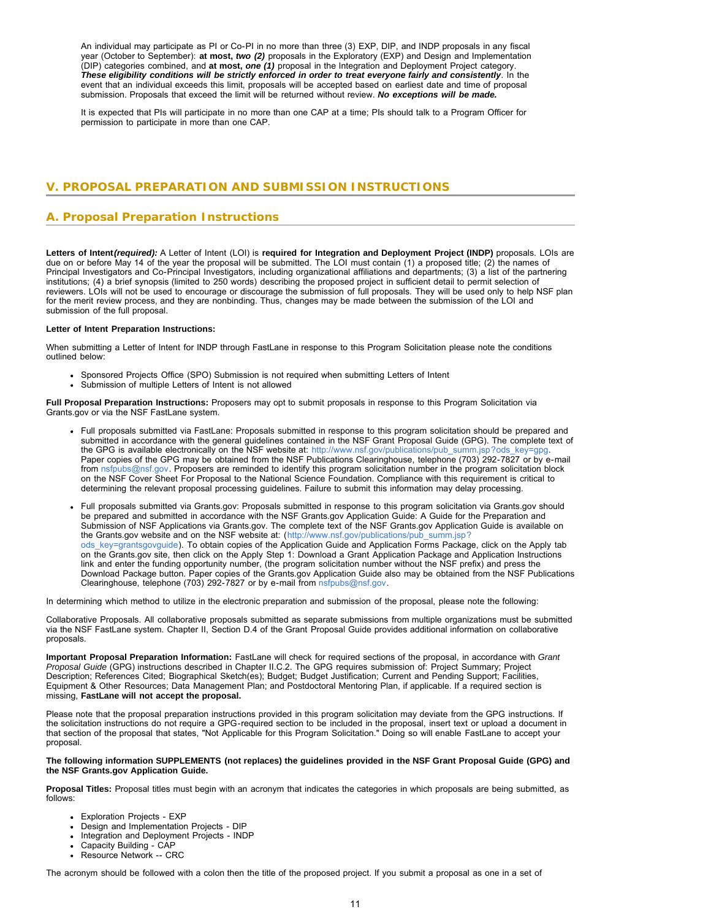An individual may participate as PI or Co-PI in no more than three (3) EXP, DIP, and INDP proposals in any fiscal year (October to September): **at most, *two (2)*** proposals in the Exploratory (EXP) and Design and Implementation (DIP) categories combined, and **at most, *one (1)*** proposal in the Integration and Deployment Project category. ***These eligibility conditions will be strictly enforced in order to treat everyone fairly and consistently***. In the event that an individual exceeds this limit, proposals will be accepted based on earliest date and time of proposal submission. Proposals that exceed the limit will be returned without review. ***No exceptions will be made.***

It is expected that PIs will participate in no more than one CAP at a time; PIs should talk to a Program Officer for permission to participate in more than one CAP.

## V. PROPOSAL PREPARATION AND SUBMISSION INSTRUCTIONS

### A. Proposal Preparation Instructions

**Letters of Intent*(required):*** A Letter of Intent (LOI) is **required for Integration and Deployment Project (INDP)** proposals. LOIs are due on or before May 14 of the year the proposal will be submitted. The LOI must contain (1) a proposed title; (2) the names of Principal Investigators and Co-Principal Investigators, including organizational affiliations and departments; (3) a list of the partnering institutions; (4) a brief synopsis (limited to 250 words) describing the proposed project in sufficient detail to permit selection of reviewers. LOIs will not be used to encourage or discourage the submission of full proposals. They will be used only to help NSF plan for the merit review process, and they are nonbinding. Thus, changes may be made between the submission of the LOI and submission of the full proposal.

**Letter of Intent Preparation Instructions:**

When submitting a Letter of Intent for INDP through FastLane in response to this Program Solicitation please note the conditions outlined below:

- Sponsored Projects Office (SPO) Submission is not required when submitting Letters of Intent
- Submission of multiple Letters of Intent is not allowed

**Full Proposal Preparation Instructions:** Proposers may opt to submit proposals in response to this Program Solicitation via Grants.gov or via the NSF FastLane system.

- Full proposals submitted via FastLane: Proposals submitted in response to this program solicitation should be prepared and submitted in accordance with the general guidelines contained in the NSF Grant Proposal Guide (GPG). The complete text of the GPG is available electronically on the NSF website at: http://www.nsf.gov/publications/pub_summ.jsp?ods_key=gpg. Paper copies of the GPG may be obtained from the NSF Publications Clearinghouse, telephone (703) 292-7827 or by e-mail from nsfpubs@nsf.gov. Proposers are reminded to identify this program solicitation number in the program solicitation block on the NSF Cover Sheet For Proposal to the National Science Foundation. Compliance with this requirement is critical to determining the relevant proposal processing guidelines. Failure to submit this information may delay processing.

- Full proposals submitted via Grants.gov: Proposals submitted in response to this program solicitation via Grants.gov should be prepared and submitted in accordance with the NSF Grants.gov Application Guide: A Guide for the Preparation and Submission of NSF Applications via Grants.gov. The complete text of the NSF Grants.gov Application Guide is available on the Grants.gov website and on the NSF website at: (http://www.nsf.gov/publications/pub_summ.jsp?ods_key=grantsgovguide). To obtain copies of the Application Guide and Application Forms Package, click on the Apply tab on the Grants.gov site, then click on the Apply Step 1: Download a Grant Application Package and Application Instructions link and enter the funding opportunity number, (the program solicitation number without the NSF prefix) and press the Download Package button. Paper copies of the Grants.gov Application Guide also may be obtained from the NSF Publications Clearinghouse, telephone (703) 292-7827 or by e-mail from nsfpubs@nsf.gov.

In determining which method to utilize in the electronic preparation and submission of the proposal, please note the following:

Collaborative Proposals. All collaborative proposals submitted as separate submissions from multiple organizations must be submitted via the NSF FastLane system. Chapter II, Section D.4 of the Grant Proposal Guide provides additional information on collaborative proposals.

**Important Proposal Preparation Information:** FastLane will check for required sections of the proposal, in accordance with *Grant Proposal Guide* (GPG) instructions described in Chapter II.C.2. The GPG requires submission of: Project Summary; Project Description; References Cited; Biographical Sketch(es); Budget; Budget Justification; Current and Pending Support; Facilities, Equipment & Other Resources; Data Management Plan; and Postdoctoral Mentoring Plan, if applicable. If a required section is missing, **FastLane will not accept the proposal.**

Please note that the proposal preparation instructions provided in this program solicitation may deviate from the GPG instructions. If the solicitation instructions do not require a GPG-required section to be included in the proposal, insert text or upload a document in that section of the proposal that states, "Not Applicable for this Program Solicitation." Doing so will enable FastLane to accept your proposal.

**The following information SUPPLEMENTS (not replaces) the guidelines provided in the NSF Grant Proposal Guide (GPG) and the NSF Grants.gov Application Guide.**

**Proposal Titles:** Proposal titles must begin with an acronym that indicates the categories in which proposals are being submitted, as follows:

- Exploration Projects - EXP
- Design and Implementation Projects - DIP
- Integration and Deployment Projects - INDP
- Capacity Building - CAP
- Resource Network -- CRC

The acronym should be followed with a colon then the title of the proposed project. If you submit a proposal as one in a set of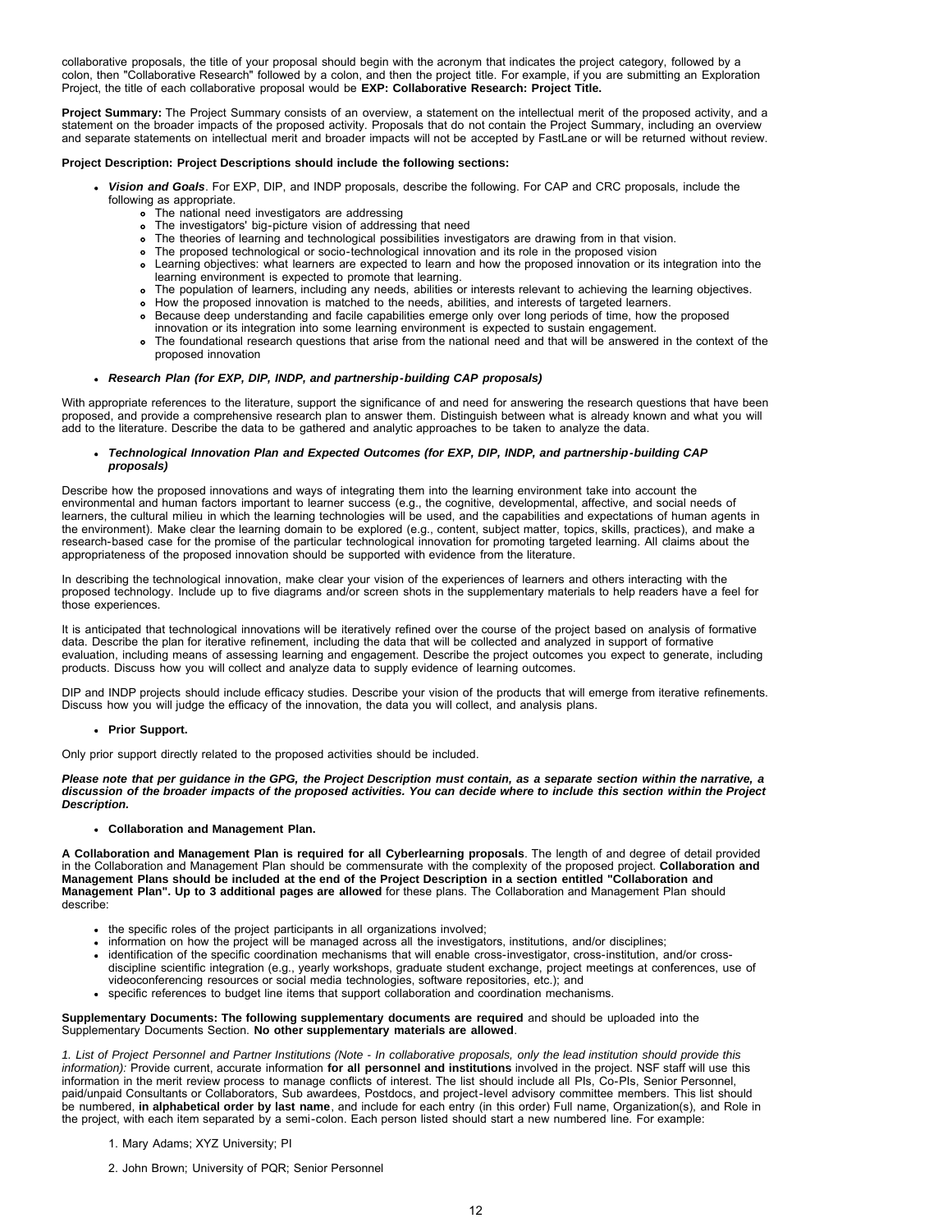collaborative proposals, the title of your proposal should begin with the acronym that indicates the project category, followed by a colon, then "Collaborative Research" followed by a colon, and then the project title. For example, if you are submitting an Exploration Project, the title of each collaborative proposal would be **EXP: Collaborative Research: Project Title.**

**Project Summary:** The Project Summary consists of an overview, a statement on the intellectual merit of the proposed activity, and a statement on the broader impacts of the proposed activity. Proposals that do not contain the Project Summary, including an overview and separate statements on intellectual merit and broader impacts will not be accepted by FastLane or will be returned without review.

**Project Description: Project Descriptions should include the following sections:**

- ***Vision and Goals***. For EXP, DIP, and INDP proposals, describe the following. For CAP and CRC proposals, include the following as appropriate.
  - The national need investigators are addressing
  - The investigators' big-picture vision of addressing that need
  - The theories of learning and technological possibilities investigators are drawing from in that vision.
  - The proposed technological or socio-technological innovation and its role in the proposed vision
  - Learning objectives: what learners are expected to learn and how the proposed innovation or its integration into the learning environment is expected to promote that learning.
  - The population of learners, including any needs, abilities or interests relevant to achieving the learning objectives.
  - How the proposed innovation is matched to the needs, abilities, and interests of targeted learners.
  - Because deep understanding and facile capabilities emerge only over long periods of time, how the proposed innovation or its integration into some learning environment is expected to sustain engagement.
  - The foundational research questions that arise from the national need and that will be answered in the context of the proposed innovation

- ***Research Plan (for EXP, DIP, INDP, and partnership-building CAP proposals)***

With appropriate references to the literature, support the significance of and need for answering the research questions that have been proposed, and provide a comprehensive research plan to answer them. Distinguish between what is already known and what you will add to the literature. Describe the data to be gathered and analytic approaches to be taken to analyze the data.

- ***Technological Innovation Plan and Expected Outcomes (for EXP, DIP, INDP, and partnership-building CAP proposals)***

Describe how the proposed innovations and ways of integrating them into the learning environment take into account the environmental and human factors important to learner success (e.g., the cognitive, developmental, affective, and social needs of learners, the cultural milieu in which the learning technologies will be used, and the capabilities and expectations of human agents in the environment). Make clear the learning domain to be explored (e.g., content, subject matter, topics, skills, practices), and make a research-based case for the promise of the particular technological innovation for promoting targeted learning. All claims about the appropriateness of the proposed innovation should be supported with evidence from the literature.

In describing the technological innovation, make clear your vision of the experiences of learners and others interacting with the proposed technology. Include up to five diagrams and/or screen shots in the supplementary materials to help readers have a feel for those experiences.

It is anticipated that technological innovations will be iteratively refined over the course of the project based on analysis of formative data. Describe the plan for iterative refinement, including the data that will be collected and analyzed in support of formative evaluation, including means of assessing learning and engagement. Describe the project outcomes you expect to generate, including products. Discuss how you will collect and analyze data to supply evidence of learning outcomes.

DIP and INDP projects should include efficacy studies. Describe your vision of the products that will emerge from iterative refinements. Discuss how you will judge the efficacy of the innovation, the data you will collect, and analysis plans.

- **Prior Support.**

Only prior support directly related to the proposed activities should be included.

***Please note that per guidance in the GPG, the Project Description must contain, as a separate section within the narrative, a discussion of the broader impacts of the proposed activities. You can decide where to include this section within the Project Description.***

- **Collaboration and Management Plan.**

**A Collaboration and Management Plan is required for all Cyberlearning proposals**. The length of and degree of detail provided in the Collaboration and Management Plan should be commensurate with the complexity of the proposed project. **Collaboration and Management Plans should be included at the end of the Project Description in a section entitled "Collaboration and Management Plan". Up to 3 additional pages are allowed** for these plans. The Collaboration and Management Plan should describe:

- the specific roles of the project participants in all organizations involved;
- information on how the project will be managed across all the investigators, institutions, and/or disciplines;
- identification of the specific coordination mechanisms that will enable cross-investigator, cross-institution, and/or cross-discipline scientific integration (e.g., yearly workshops, graduate student exchange, project meetings at conferences, use of videoconferencing resources or social media technologies, software repositories, etc.); and
- specific references to budget line items that support collaboration and coordination mechanisms.

**Supplementary Documents: The following supplementary documents are required** and should be uploaded into the Supplementary Documents Section. **No other supplementary materials are allowed**.

*1. List of Project Personnel and Partner Institutions (Note - In collaborative proposals, only the lead institution should provide this information):* Provide current, accurate information **for all personnel and institutions** involved in the project. NSF staff will use this information in the merit review process to manage conflicts of interest. The list should include all PIs, Co-PIs, Senior Personnel, paid/unpaid Consultants or Collaborators, Sub awardees, Postdocs, and project-level advisory committee members. This list should be numbered, **in alphabetical order by last name**, and include for each entry (in this order) Full name, Organization(s), and Role in the project, with each item separated by a semi-colon. Each person listed should start a new numbered line. For example:

1. Mary Adams; XYZ University; PI

2. John Brown; University of PQR; Senior Personnel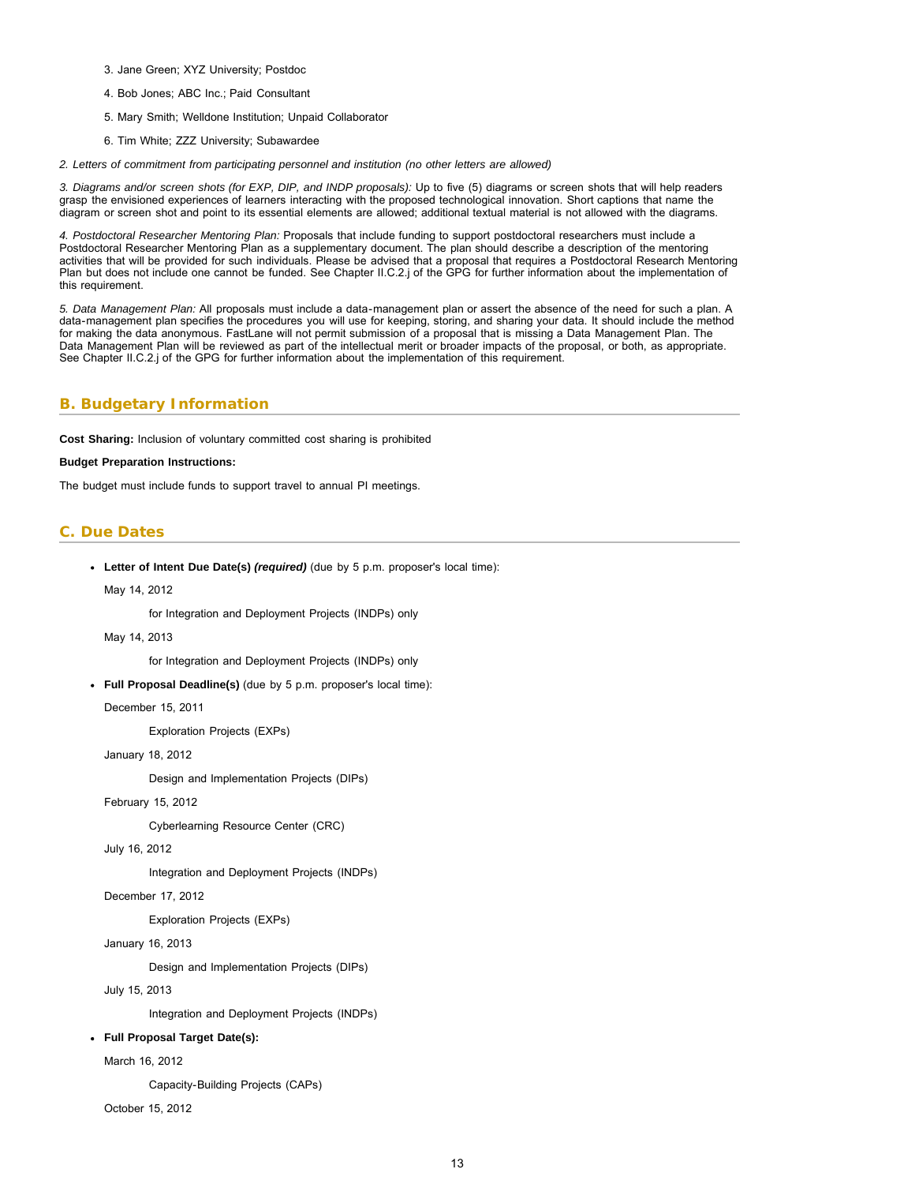3. Jane Green; XYZ University; Postdoc
4. Bob Jones; ABC Inc.; Paid Consultant
5. Mary Smith; Welldone Institution; Unpaid Collaborator
6. Tim White; ZZZ University; Subawardee

*2. Letters of commitment from participating personnel and institution (no other letters are allowed)*

*3. Diagrams and/or screen shots (for EXP, DIP, and INDP proposals):* Up to five (5) diagrams or screen shots that will help readers grasp the envisioned experiences of learners interacting with the proposed technological innovation. Short captions that name the diagram or screen shot and point to its essential elements are allowed; additional textual material is not allowed with the diagrams.

*4. Postdoctoral Researcher Mentoring Plan:* Proposals that include funding to support postdoctoral researchers must include a Postdoctoral Researcher Mentoring Plan as a supplementary document. The plan should describe a description of the mentoring activities that will be provided for such individuals. Please be advised that a proposal that requires a Postdoctoral Research Mentoring Plan but does not include one cannot be funded. See Chapter II.C.2.j of the GPG for further information about the implementation of this requirement.

*5. Data Management Plan:* All proposals must include a data-management plan or assert the absence of the need for such a plan. A data-management plan specifies the procedures you will use for keeping, storing, and sharing your data. It should include the method for making the data anonymous. FastLane will not permit submission of a proposal that is missing a Data Management Plan. The Data Management Plan will be reviewed as part of the intellectual merit or broader impacts of the proposal, or both, as appropriate. See Chapter II.C.2.j of the GPG for further information about the implementation of this requirement.

## B. Budgetary Information

**Cost Sharing:** Inclusion of voluntary committed cost sharing is prohibited

**Budget Preparation Instructions:**

The budget must include funds to support travel to annual PI meetings.

## C. Due Dates

- **Letter of Intent Due Date(s)** ***(required)*** (due by 5 p.m. proposer's local time):

  May 14, 2012

  for Integration and Deployment Projects (INDPs) only

  May 14, 2013

  for Integration and Deployment Projects (INDPs) only

- **Full Proposal Deadline(s)** (due by 5 p.m. proposer's local time):

  December 15, 2011

  Exploration Projects (EXPs)

  January 18, 2012

  Design and Implementation Projects (DIPs)

  February 15, 2012

  Cyberlearning Resource Center (CRC)

  July 16, 2012

  Integration and Deployment Projects (INDPs)

  December 17, 2012

  Exploration Projects (EXPs)

  January 16, 2013

  Design and Implementation Projects (DIPs)

  July 15, 2013

  Integration and Deployment Projects (INDPs)

- **Full Proposal Target Date(s):**

  March 16, 2012

  Capacity-Building Projects (CAPs)

  October 15, 2012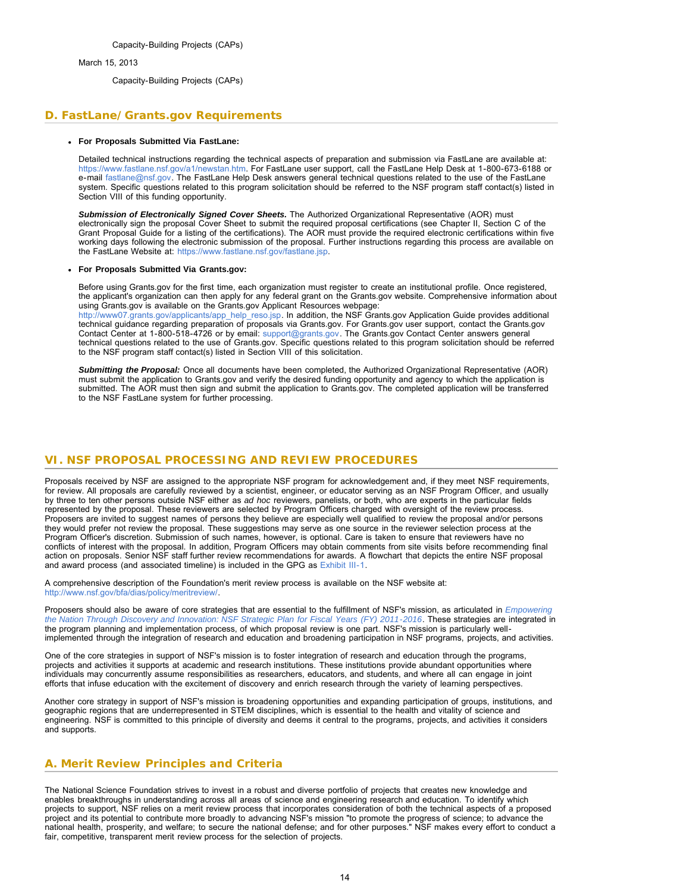Capacity-Building Projects (CAPs)

March 15, 2013

Capacity-Building Projects (CAPs)

## D. FastLane/Grants.gov Requirements

- **For Proposals Submitted Via FastLane:**

  Detailed technical instructions regarding the technical aspects of preparation and submission via FastLane are available at: https://www.fastlane.nsf.gov/a1/newstan.htm. For FastLane user support, call the FastLane Help Desk at 1-800-673-6188 or e-mail fastlane@nsf.gov. The FastLane Help Desk answers general technical questions related to the use of the FastLane system. Specific questions related to this program solicitation should be referred to the NSF program staff contact(s) listed in Section VIII of this funding opportunity.

  ***Submission of Electronically Signed Cover Sheets.*** The Authorized Organizational Representative (AOR) must electronically sign the proposal Cover Sheet to submit the required proposal certifications (see Chapter II, Section C of the Grant Proposal Guide for a listing of the certifications). The AOR must provide the required electronic certifications within five working days following the electronic submission of the proposal. Further instructions regarding this process are available on the FastLane Website at: https://www.fastlane.nsf.gov/fastlane.jsp.

- **For Proposals Submitted Via Grants.gov:**

  Before using Grants.gov for the first time, each organization must register to create an institutional profile. Once registered, the applicant's organization can then apply for any federal grant on the Grants.gov website. Comprehensive information about using Grants.gov is available on the Grants.gov Applicant Resources webpage: http://www07.grants.gov/applicants/app_help_reso.jsp. In addition, the NSF Grants.gov Application Guide provides additional technical guidance regarding preparation of proposals via Grants.gov. For Grants.gov user support, contact the Grants.gov Contact Center at 1-800-518-4726 or by email: support@grants.gov. The Grants.gov Contact Center answers general technical questions related to the use of Grants.gov. Specific questions related to this program solicitation should be referred to the NSF program staff contact(s) listed in Section VIII of this solicitation.

  ***Submitting the Proposal:*** Once all documents have been completed, the Authorized Organizational Representative (AOR) must submit the application to Grants.gov and verify the desired funding opportunity and agency to which the application is submitted. The AOR must then sign and submit the application to Grants.gov. The completed application will be transferred to the NSF FastLane system for further processing.

## VI. NSF PROPOSAL PROCESSING AND REVIEW PROCEDURES

Proposals received by NSF are assigned to the appropriate NSF program for acknowledgement and, if they meet NSF requirements, for review. All proposals are carefully reviewed by a scientist, engineer, or educator serving as an NSF Program Officer, and usually by three to ten other persons outside NSF either as *ad hoc* reviewers, panelists, or both, who are experts in the particular fields represented by the proposal. These reviewers are selected by Program Officers charged with oversight of the review process. Proposers are invited to suggest names of persons they believe are especially well qualified to review the proposal and/or persons they would prefer not review the proposal. These suggestions may serve as one source in the reviewer selection process at the Program Officer's discretion. Submission of such names, however, is optional. Care is taken to ensure that reviewers have no conflicts of interest with the proposal. In addition, Program Officers may obtain comments from site visits before recommending final action on proposals. Senior NSF staff further review recommendations for awards. A flowchart that depicts the entire NSF proposal and award process (and associated timeline) is included in the GPG as Exhibit III-1.

A comprehensive description of the Foundation's merit review process is available on the NSF website at: http://www.nsf.gov/bfa/dias/policy/meritreview/.

Proposers should also be aware of core strategies that are essential to the fulfillment of NSF's mission, as articulated in *Empowering the Nation Through Discovery and Innovation: NSF Strategic Plan for Fiscal Years (FY) 2011-2016*. These strategies are integrated in the program planning and implementation process, of which proposal review is one part. NSF's mission is particularly well-implemented through the integration of research and education and broadening participation in NSF programs, projects, and activities.

One of the core strategies in support of NSF's mission is to foster integration of research and education through the programs, projects and activities it supports at academic and research institutions. These institutions provide abundant opportunities where individuals may concurrently assume responsibilities as researchers, educators, and students, and where all can engage in joint efforts that infuse education with the excitement of discovery and enrich research through the variety of learning perspectives.

Another core strategy in support of NSF's mission is broadening opportunities and expanding participation of groups, institutions, and geographic regions that are underrepresented in STEM disciplines, which is essential to the health and vitality of science and engineering. NSF is committed to this principle of diversity and deems it central to the programs, projects, and activities it considers and supports.

## A. Merit Review Principles and Criteria

The National Science Foundation strives to invest in a robust and diverse portfolio of projects that creates new knowledge and enables breakthroughs in understanding across all areas of science and engineering research and education. To identify which projects to support, NSF relies on a merit review process that incorporates consideration of both the technical aspects of a proposed project and its potential to contribute more broadly to advancing NSF's mission "to promote the progress of science; to advance the national health, prosperity, and welfare; to secure the national defense; and for other purposes." NSF makes every effort to conduct a fair, competitive, transparent merit review process for the selection of projects.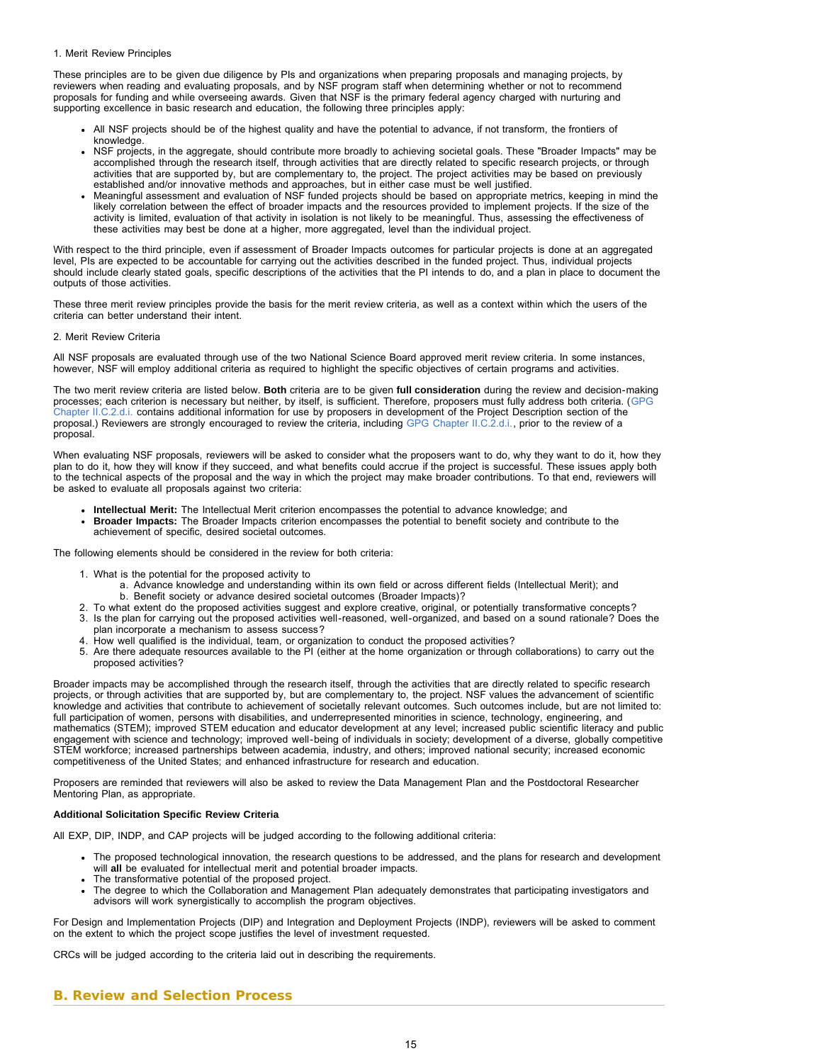1. Merit Review Principles

These principles are to be given due diligence by PIs and organizations when preparing proposals and managing projects, by reviewers when reading and evaluating proposals, and by NSF program staff when determining whether or not to recommend proposals for funding and while overseeing awards. Given that NSF is the primary federal agency charged with nurturing and supporting excellence in basic research and education, the following three principles apply:

- All NSF projects should be of the highest quality and have the potential to advance, if not transform, the frontiers of knowledge.
- NSF projects, in the aggregate, should contribute more broadly to achieving societal goals. These "Broader Impacts" may be accomplished through the research itself, through activities that are directly related to specific research projects, or through activities that are supported by, but are complementary to, the project. The project activities may be based on previously established and/or innovative methods and approaches, but in either case must be well justified.
- Meaningful assessment and evaluation of NSF funded projects should be based on appropriate metrics, keeping in mind the likely correlation between the effect of broader impacts and the resources provided to implement projects. If the size of the activity is limited, evaluation of that activity in isolation is not likely to be meaningful. Thus, assessing the effectiveness of these activities may best be done at a higher, more aggregated, level than the individual project.

With respect to the third principle, even if assessment of Broader Impacts outcomes for particular projects is done at an aggregated level, PIs are expected to be accountable for carrying out the activities described in the funded project. Thus, individual projects should include clearly stated goals, specific descriptions of the activities that the PI intends to do, and a plan in place to document the outputs of those activities.

These three merit review principles provide the basis for the merit review criteria, as well as a context within which the users of the criteria can better understand their intent.

2. Merit Review Criteria

All NSF proposals are evaluated through use of the two National Science Board approved merit review criteria. In some instances, however, NSF will employ additional criteria as required to highlight the specific objectives of certain programs and activities.

The two merit review criteria are listed below. **Both** criteria are to be given **full consideration** during the review and decision-making processes; each criterion is necessary but neither, by itself, is sufficient. Therefore, proposers must fully address both criteria. (GPG Chapter II.C.2.d.i. contains additional information for use by proposers in development of the Project Description section of the proposal.) Reviewers are strongly encouraged to review the criteria, including GPG Chapter II.C.2.d.i., prior to the review of a proposal.

When evaluating NSF proposals, reviewers will be asked to consider what the proposers want to do, why they want to do it, how they plan to do it, how they will know if they succeed, and what benefits could accrue if the project is successful. These issues apply both to the technical aspects of the proposal and the way in which the project may make broader contributions. To that end, reviewers will be asked to evaluate all proposals against two criteria:

- **Intellectual Merit:** The Intellectual Merit criterion encompasses the potential to advance knowledge; and
- **Broader Impacts:** The Broader Impacts criterion encompasses the potential to benefit society and contribute to the achievement of specific, desired societal outcomes.

The following elements should be considered in the review for both criteria:

1. What is the potential for the proposed activity to
   a. Advance knowledge and understanding within its own field or across different fields (Intellectual Merit); and
   b. Benefit society or advance desired societal outcomes (Broader Impacts)?
2. To what extent do the proposed activities suggest and explore creative, original, or potentially transformative concepts?
3. Is the plan for carrying out the proposed activities well-reasoned, well-organized, and based on a sound rationale? Does the plan incorporate a mechanism to assess success?
4. How well qualified is the individual, team, or organization to conduct the proposed activities?
5. Are there adequate resources available to the PI (either at the home organization or through collaborations) to carry out the proposed activities?

Broader impacts may be accomplished through the research itself, through the activities that are directly related to specific research projects, or through activities that are supported by, but are complementary to, the project. NSF values the advancement of scientific knowledge and activities that contribute to achievement of societally relevant outcomes. Such outcomes include, but are not limited to: full participation of women, persons with disabilities, and underrepresented minorities in science, technology, engineering, and mathematics (STEM); improved STEM education and educator development at any level; increased public scientific literacy and public engagement with science and technology; improved well-being of individuals in society; development of a diverse, globally competitive STEM workforce; increased partnerships between academia, industry, and others; improved national security; increased economic competitiveness of the United States; and enhanced infrastructure for research and education.

Proposers are reminded that reviewers will also be asked to review the Data Management Plan and the Postdoctoral Researcher Mentoring Plan, as appropriate.

**Additional Solicitation Specific Review Criteria**

All EXP, DIP, INDP, and CAP projects will be judged according to the following additional criteria:

- The proposed technological innovation, the research questions to be addressed, and the plans for research and development will **all** be evaluated for intellectual merit and potential broader impacts.
- The transformative potential of the proposed project.
- The degree to which the Collaboration and Management Plan adequately demonstrates that participating investigators and advisors will work synergistically to accomplish the program objectives.

For Design and Implementation Projects (DIP) and Integration and Deployment Projects (INDP), reviewers will be asked to comment on the extent to which the project scope justifies the level of investment requested.

CRCs will be judged according to the criteria laid out in describing the requirements.

## B. Review and Selection Process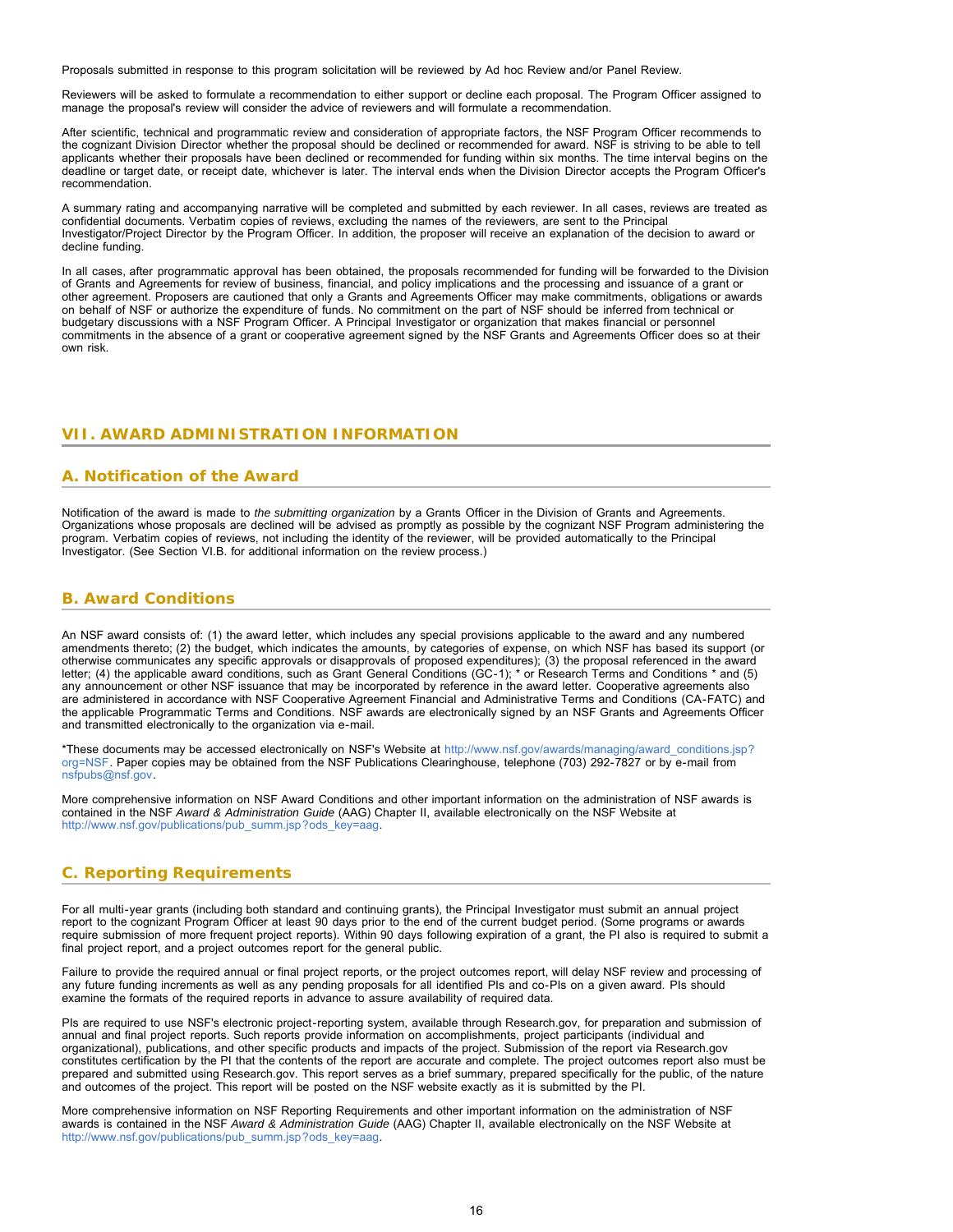Proposals submitted in response to this program solicitation will be reviewed by Ad hoc Review and/or Panel Review.

Reviewers will be asked to formulate a recommendation to either support or decline each proposal. The Program Officer assigned to manage the proposal's review will consider the advice of reviewers and will formulate a recommendation.

After scientific, technical and programmatic review and consideration of appropriate factors, the NSF Program Officer recommends to the cognizant Division Director whether the proposal should be declined or recommended for award. NSF is striving to be able to tell applicants whether their proposals have been declined or recommended for funding within six months. The time interval begins on the deadline or target date, or receipt date, whichever is later. The interval ends when the Division Director accepts the Program Officer's recommendation.

A summary rating and accompanying narrative will be completed and submitted by each reviewer. In all cases, reviews are treated as confidential documents. Verbatim copies of reviews, excluding the names of the reviewers, are sent to the Principal Investigator/Project Director by the Program Officer. In addition, the proposer will receive an explanation of the decision to award or decline funding.

In all cases, after programmatic approval has been obtained, the proposals recommended for funding will be forwarded to the Division of Grants and Agreements for review of business, financial, and policy implications and the processing and issuance of a grant or other agreement. Proposers are cautioned that only a Grants and Agreements Officer may make commitments, obligations or awards on behalf of NSF or authorize the expenditure of funds. No commitment on the part of NSF should be inferred from technical or budgetary discussions with a NSF Program Officer. A Principal Investigator or organization that makes financial or personnel commitments in the absence of a grant or cooperative agreement signed by the NSF Grants and Agreements Officer does so at their own risk.

## VII. AWARD ADMINISTRATION INFORMATION

### A. Notification of the Award

Notification of the award is made to *the submitting organization* by a Grants Officer in the Division of Grants and Agreements. Organizations whose proposals are declined will be advised as promptly as possible by the cognizant NSF Program administering the program. Verbatim copies of reviews, not including the identity of the reviewer, will be provided automatically to the Principal Investigator. (See Section VI.B. for additional information on the review process.)

### B. Award Conditions

An NSF award consists of: (1) the award letter, which includes any special provisions applicable to the award and any numbered amendments thereto; (2) the budget, which indicates the amounts, by categories of expense, on which NSF has based its support (or otherwise communicates any specific approvals or disapprovals of proposed expenditures); (3) the proposal referenced in the award letter; (4) the applicable award conditions, such as Grant General Conditions (GC-1); * or Research Terms and Conditions * and (5) any announcement or other NSF issuance that may be incorporated by reference in the award letter. Cooperative agreements also are administered in accordance with NSF Cooperative Agreement Financial and Administrative Terms and Conditions (CA-FATC) and the applicable Programmatic Terms and Conditions. NSF awards are electronically signed by an NSF Grants and Agreements Officer and transmitted electronically to the organization via e-mail.

*These documents may be accessed electronically on NSF's Website at http://www.nsf.gov/awards/managing/award_conditions.jsp?org=NSF. Paper copies may be obtained from the NSF Publications Clearinghouse, telephone (703) 292-7827 or by e-mail from nsfpubs@nsf.gov.

More comprehensive information on NSF Award Conditions and other important information on the administration of NSF awards is contained in the NSF *Award & Administration Guide* (AAG) Chapter II, available electronically on the NSF Website at http://www.nsf.gov/publications/pub_summ.jsp?ods_key=aag.

### C. Reporting Requirements

For all multi-year grants (including both standard and continuing grants), the Principal Investigator must submit an annual project report to the cognizant Program Officer at least 90 days prior to the end of the current budget period. (Some programs or awards require submission of more frequent project reports). Within 90 days following expiration of a grant, the PI also is required to submit a final project report, and a project outcomes report for the general public.

Failure to provide the required annual or final project reports, or the project outcomes report, will delay NSF review and processing of any future funding increments as well as any pending proposals for all identified PIs and co-PIs on a given award. PIs should examine the formats of the required reports in advance to assure availability of required data.

PIs are required to use NSF's electronic project-reporting system, available through Research.gov, for preparation and submission of annual and final project reports. Such reports provide information on accomplishments, project participants (individual and organizational), publications, and other specific products and impacts of the project. Submission of the report via Research.gov constitutes certification by the PI that the contents of the report are accurate and complete. The project outcomes report also must be prepared and submitted using Research.gov. This report serves as a brief summary, prepared specifically for the public, of the nature and outcomes of the project. This report will be posted on the NSF website exactly as it is submitted by the PI.

More comprehensive information on NSF Reporting Requirements and other important information on the administration of NSF awards is contained in the NSF *Award & Administration Guide* (AAG) Chapter II, available electronically on the NSF Website at http://www.nsf.gov/publications/pub_summ.jsp?ods_key=aag.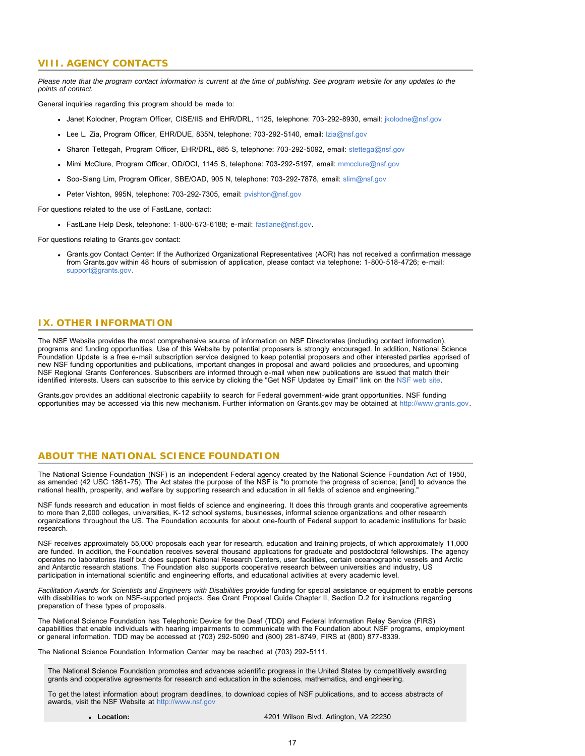## VIII. AGENCY CONTACTS

*Please note that the program contact information is current at the time of publishing. See program website for any updates to the points of contact.*

General inquiries regarding this program should be made to:

- Janet Kolodner, Program Officer, CISE/IIS and EHR/DRL, 1125, telephone: 703-292-8930, email: jkolodne@nsf.gov
- Lee L. Zia, Program Officer, EHR/DUE, 835N, telephone: 703-292-5140, email: lzia@nsf.gov
- Sharon Tettegah, Program Officer, EHR/DRL, 885 S, telephone: 703-292-5092, email: stettega@nsf.gov
- Mimi McClure, Program Officer, OD/OCI, 1145 S, telephone: 703-292-5197, email: mmcclure@nsf.gov
- Soo-Siang Lim, Program Officer, SBE/OAD, 905 N, telephone: 703-292-7878, email: slim@nsf.gov
- Peter Vishton, 995N, telephone: 703-292-7305, email: pvishton@nsf.gov

For questions related to the use of FastLane, contact:

- FastLane Help Desk, telephone: 1-800-673-6188; e-mail: fastlane@nsf.gov.

For questions relating to Grants.gov contact:

- Grants.gov Contact Center: If the Authorized Organizational Representatives (AOR) has not received a confirmation message from Grants.gov within 48 hours of submission of application, please contact via telephone: 1-800-518-4726; e-mail: support@grants.gov.

## IX. OTHER INFORMATION

The NSF Website provides the most comprehensive source of information on NSF Directorates (including contact information), programs and funding opportunities. Use of this Website by potential proposers is strongly encouraged. In addition, National Science Foundation Update is a free e-mail subscription service designed to keep potential proposers and other interested parties apprised of new NSF funding opportunities and publications, important changes in proposal and award policies and procedures, and upcoming NSF Regional Grants Conferences. Subscribers are informed through e-mail when new publications are issued that match their identified interests. Users can subscribe to this service by clicking the "Get NSF Updates by Email" link on the NSF web site.

Grants.gov provides an additional electronic capability to search for Federal government-wide grant opportunities. NSF funding opportunities may be accessed via this new mechanism. Further information on Grants.gov may be obtained at http://www.grants.gov.

## ABOUT THE NATIONAL SCIENCE FOUNDATION

The National Science Foundation (NSF) is an independent Federal agency created by the National Science Foundation Act of 1950, as amended (42 USC 1861-75). The Act states the purpose of the NSF is "to promote the progress of science; [and] to advance the national health, prosperity, and welfare by supporting research and education in all fields of science and engineering."

NSF funds research and education in most fields of science and engineering. It does this through grants and cooperative agreements to more than 2,000 colleges, universities, K-12 school systems, businesses, informal science organizations and other research organizations throughout the US. The Foundation accounts for about one-fourth of Federal support to academic institutions for basic research.

NSF receives approximately 55,000 proposals each year for research, education and training projects, of which approximately 11,000 are funded. In addition, the Foundation receives several thousand applications for graduate and postdoctoral fellowships. The agency operates no laboratories itself but does support National Research Centers, user facilities, certain oceanographic vessels and Arctic and Antarctic research stations. The Foundation also supports cooperative research between universities and industry, US participation in international scientific and engineering efforts, and educational activities at every academic level.

*Facilitation Awards for Scientists and Engineers with Disabilities* provide funding for special assistance or equipment to enable persons with disabilities to work on NSF-supported projects. See Grant Proposal Guide Chapter II, Section D.2 for instructions regarding preparation of these types of proposals.

The National Science Foundation has Telephonic Device for the Deaf (TDD) and Federal Information Relay Service (FIRS) capabilities that enable individuals with hearing impairments to communicate with the Foundation about NSF programs, employment or general information. TDD may be accessed at (703) 292-5090 and (800) 281-8749, FIRS at (800) 877-8339.

The National Science Foundation Information Center may be reached at (703) 292-5111.

The National Science Foundation promotes and advances scientific progress in the United States by competitively awarding grants and cooperative agreements for research and education in the sciences, mathematics, and engineering.

To get the latest information about program deadlines, to download copies of NSF publications, and to access abstracts of awards, visit the NSF Website at http://www.nsf.gov

- **Location:** 4201 Wilson Blvd. Arlington, VA 22230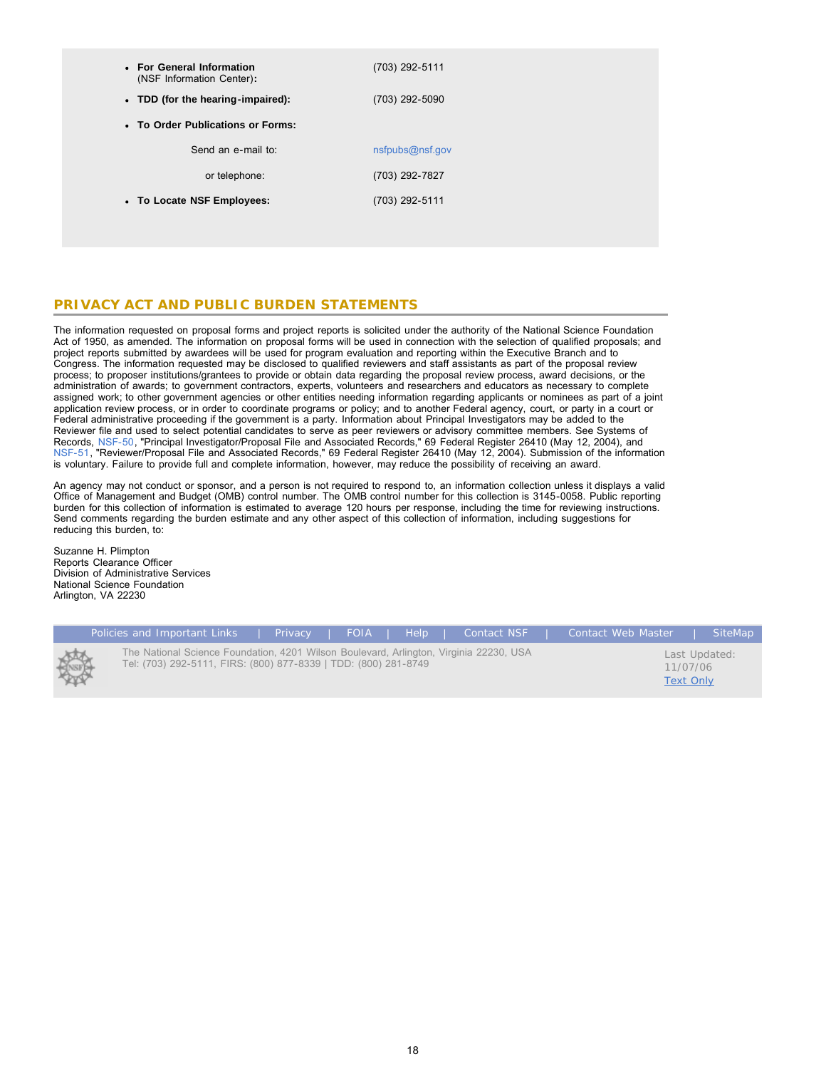- **For General Information** (NSF Information Center): (703) 292-5111
- **TDD (for the hearing-impaired):** (703) 292-5090
- **To Order Publications or Forms:**

  Send an e-mail to: nsfpubs@nsf.gov

  or telephone: (703) 292-7827
- **To Locate NSF Employees:** (703) 292-5111

## PRIVACY ACT AND PUBLIC BURDEN STATEMENTS

The information requested on proposal forms and project reports is solicited under the authority of the National Science Foundation Act of 1950, as amended. The information on proposal forms will be used in connection with the selection of qualified proposals; and project reports submitted by awardees will be used for program evaluation and reporting within the Executive Branch and to Congress. The information requested may be disclosed to qualified reviewers and staff assistants as part of the proposal review process; to proposer institutions/grantees to provide or obtain data regarding the proposal review process, award decisions, or the administration of awards; to government contractors, experts, volunteers and researchers and educators as necessary to complete assigned work; to other government agencies or other entities needing information regarding applicants or nominees as part of a joint application review process, or in order to coordinate programs or policy; and to another Federal agency, court, or party in a court or Federal administrative proceeding if the government is a party. Information about Principal Investigators may be added to the Reviewer file and used to select potential candidates to serve as peer reviewers or advisory committee members. See Systems of Records, NSF-50, "Principal Investigator/Proposal File and Associated Records," 69 Federal Register 26410 (May 12, 2004), and NSF-51, "Reviewer/Proposal File and Associated Records," 69 Federal Register 26410 (May 12, 2004). Submission of the information is voluntary. Failure to provide full and complete information, however, may reduce the possibility of receiving an award.

An agency may not conduct or sponsor, and a person is not required to respond to, an information collection unless it displays a valid Office of Management and Budget (OMB) control number. The OMB control number for this collection is 3145-0058. Public reporting burden for this collection of information is estimated to average 120 hours per response, including the time for reviewing instructions. Send comments regarding the burden estimate and any other aspect of this collection of information, including suggestions for reducing this burden, to:

Suzanne H. Plimpton
Reports Clearance Officer
Division of Administrative Services
National Science Foundation
Arlington, VA 22230

Policies and Important Links | Privacy | FOIA | Help | Contact NSF | Contact Web Master | SiteMap

The National Science Foundation, 4201 Wilson Boulevard, Arlington, Virginia 22230, USA
Tel: (703) 292-5111, FIRS: (800) 877-8339 | TDD: (800) 281-8749

Last Updated: 11/07/06
Text Only